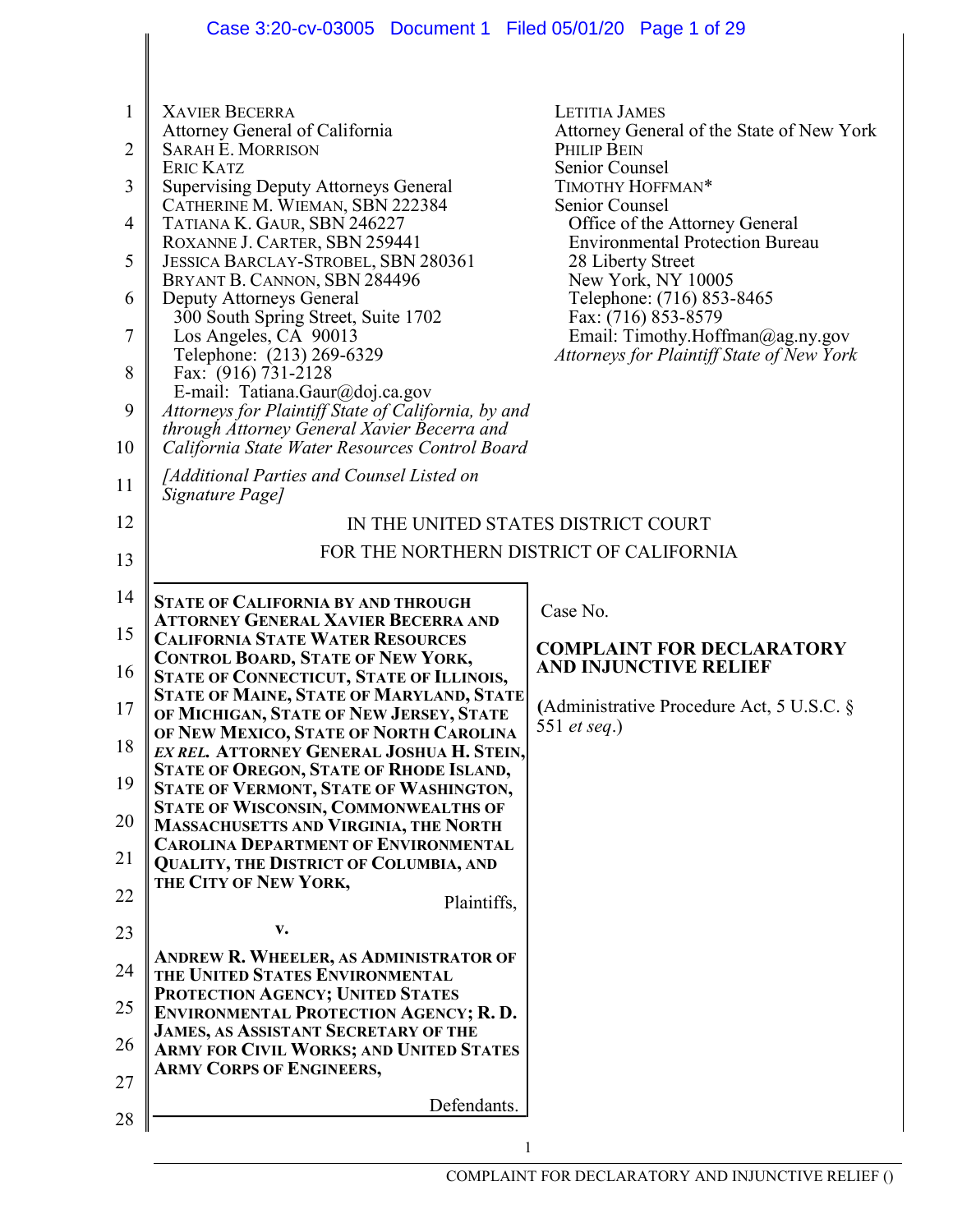XAVIER BECERRA
Attorney General of California
SARAH E. MORRISON
ERIC KATZ
Supervising Deputy Attorneys General
CATHERINE M. WIEMAN, SBN 222384
TATIANA K. GAUR, SBN 246227
ROXANNE J. CARTER, SBN 259441
JESSICA BARCLAY-STROBEL, SBN 280361
BRYANT B. CANNON, SBN 284496
Deputy Attorneys General
300 South Spring Street, Suite 1702
Los Angeles, CA 90013
Telephone: (213) 269-6329
Fax: (916) 731-2128
E-mail: Tatiana.Gaur@doj.ca.gov
*Attorneys for Plaintiff State of California, by and through Attorney General Xavier Becerra and California State Water Resources Control Board*

LETITIA JAMES
Attorney General of the State of New York
PHILIP BEIN
Senior Counsel
TIMOTHY HOFFMAN*
Senior Counsel
Office of the Attorney General
Environmental Protection Bureau
28 Liberty Street
New York, NY 10005
Telephone: (716) 853-8465
Fax: (716) 853-8579
Email: Timothy.Hoffman@ag.ny.gov
*Attorneys for Plaintiff State of New York*

*[Additional Parties and Counsel Listed on Signature Page]*

IN THE UNITED STATES DISTRICT COURT
FOR THE NORTHERN DISTRICT OF CALIFORNIA

**STATE OF CALIFORNIA BY AND THROUGH ATTORNEY GENERAL XAVIER BECERRA AND CALIFORNIA STATE WATER RESOURCES CONTROL BOARD, STATE OF NEW YORK, STATE OF CONNECTICUT, STATE OF ILLINOIS, STATE OF MAINE, STATE OF MARYLAND, STATE OF MICHIGAN, STATE OF NEW JERSEY, STATE OF NEW MEXICO, STATE OF NORTH CAROLINA *EX REL.* ATTORNEY GENERAL JOSHUA H. STEIN, STATE OF OREGON, STATE OF RHODE ISLAND, STATE OF VERMONT, STATE OF WASHINGTON, STATE OF WISCONSIN, COMMONWEALTHS OF MASSACHUSETTS AND VIRGINIA, THE NORTH CAROLINA DEPARTMENT OF ENVIRONMENTAL QUALITY, THE DISTRICT OF COLUMBIA, AND THE CITY OF NEW YORK,**

Plaintiffs,

**v.**

**ANDREW R. WHEELER, AS ADMINISTRATOR OF THE UNITED STATES ENVIRONMENTAL PROTECTION AGENCY; UNITED STATES ENVIRONMENTAL PROTECTION AGENCY; R. D. JAMES, AS ASSISTANT SECRETARY OF THE ARMY FOR CIVIL WORKS; AND UNITED STATES ARMY CORPS OF ENGINEERS,**

Defendants.

Case No.

**COMPLAINT FOR DECLARATORY AND INJUNCTIVE RELIEF**

(Administrative Procedure Act, 5 U.S.C. § 551 *et seq.*)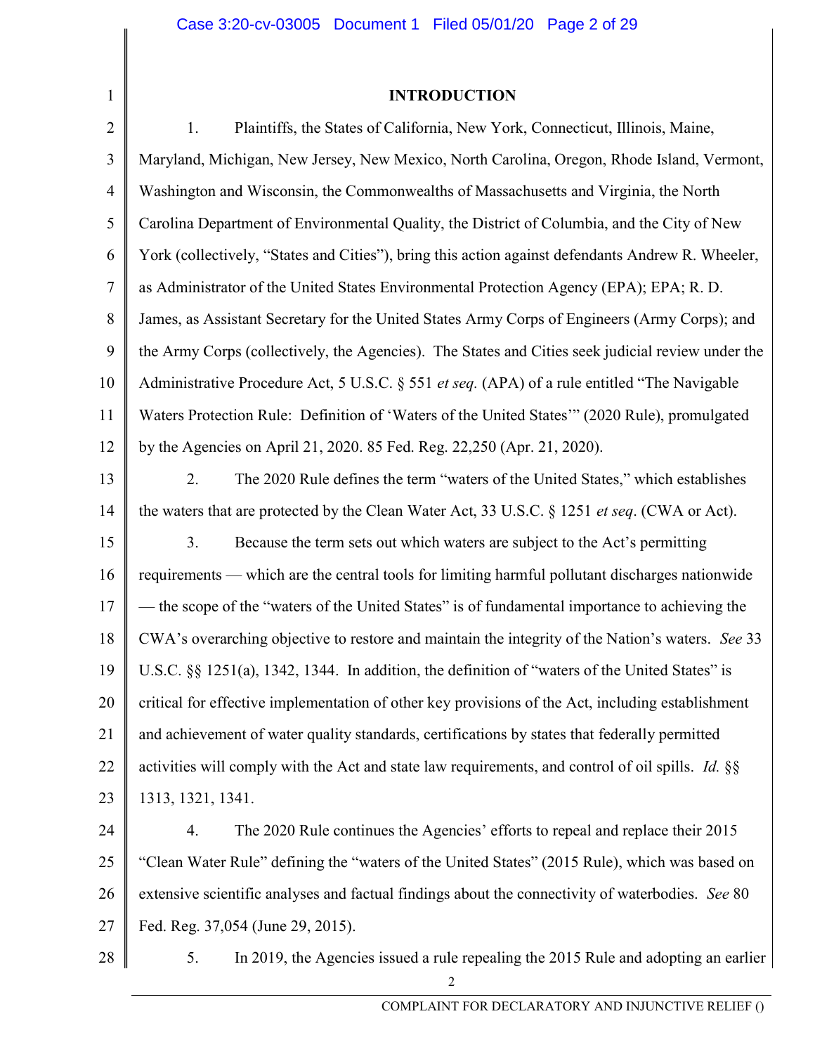## INTRODUCTION

1. Plaintiffs, the States of California, New York, Connecticut, Illinois, Maine, Maryland, Michigan, New Jersey, New Mexico, North Carolina, Oregon, Rhode Island, Vermont, Washington and Wisconsin, the Commonwealths of Massachusetts and Virginia, the North Carolina Department of Environmental Quality, the District of Columbia, and the City of New York (collectively, "States and Cities"), bring this action against defendants Andrew R. Wheeler, as Administrator of the United States Environmental Protection Agency (EPA); EPA; R. D. James, as Assistant Secretary for the United States Army Corps of Engineers (Army Corps); and the Army Corps (collectively, the Agencies). The States and Cities seek judicial review under the Administrative Procedure Act, 5 U.S.C. § 551 *et seq.* (APA) of a rule entitled "The Navigable Waters Protection Rule: Definition of 'Waters of the United States'" (2020 Rule), promulgated by the Agencies on April 21, 2020. 85 Fed. Reg. 22,250 (Apr. 21, 2020).

2. The 2020 Rule defines the term "waters of the United States," which establishes the waters that are protected by the Clean Water Act, 33 U.S.C. § 1251 *et seq*. (CWA or Act).

3. Because the term sets out which waters are subject to the Act's permitting requirements — which are the central tools for limiting harmful pollutant discharges nationwide — the scope of the "waters of the United States" is of fundamental importance to achieving the CWA's overarching objective to restore and maintain the integrity of the Nation's waters. *See* 33 U.S.C. §§ 1251(a), 1342, 1344. In addition, the definition of "waters of the United States" is critical for effective implementation of other key provisions of the Act, including establishment and achievement of water quality standards, certifications by states that federally permitted activities will comply with the Act and state law requirements, and control of oil spills. *Id.* §§ 1313, 1321, 1341.

4. The 2020 Rule continues the Agencies' efforts to repeal and replace their 2015 "Clean Water Rule" defining the "waters of the United States" (2015 Rule), which was based on extensive scientific analyses and factual findings about the connectivity of waterbodies. *See* 80 Fed. Reg. 37,054 (June 29, 2015).

5. In 2019, the Agencies issued a rule repealing the 2015 Rule and adopting an earlier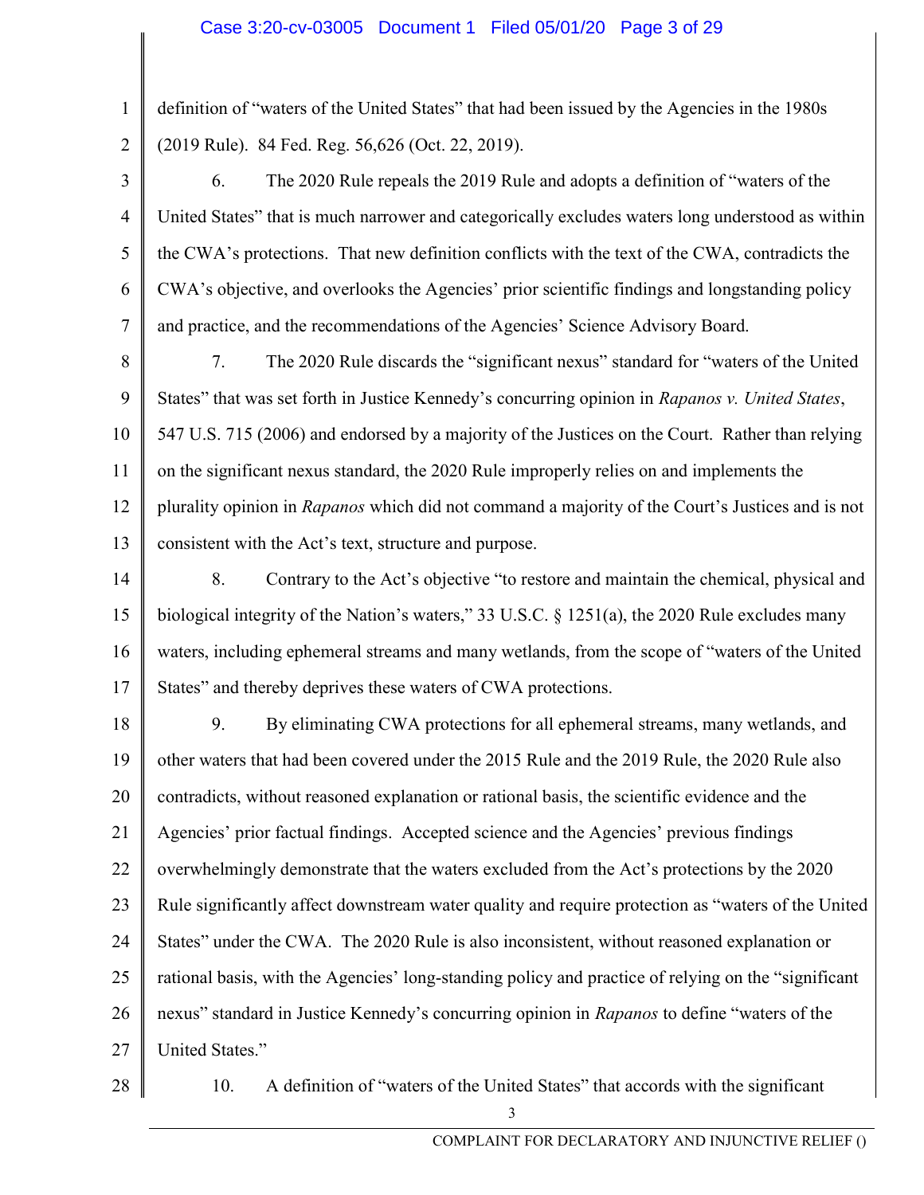definition of "waters of the United States" that had been issued by the Agencies in the 1980s (2019 Rule). 84 Fed. Reg. 56,626 (Oct. 22, 2019).

6. The 2020 Rule repeals the 2019 Rule and adopts a definition of "waters of the United States" that is much narrower and categorically excludes waters long understood as within the CWA's protections. That new definition conflicts with the text of the CWA, contradicts the CWA's objective, and overlooks the Agencies' prior scientific findings and longstanding policy and practice, and the recommendations of the Agencies' Science Advisory Board.

7. The 2020 Rule discards the "significant nexus" standard for "waters of the United States" that was set forth in Justice Kennedy's concurring opinion in *Rapanos v. United States*, 547 U.S. 715 (2006) and endorsed by a majority of the Justices on the Court. Rather than relying on the significant nexus standard, the 2020 Rule improperly relies on and implements the plurality opinion in *Rapanos* which did not command a majority of the Court's Justices and is not consistent with the Act's text, structure and purpose.

8. Contrary to the Act's objective "to restore and maintain the chemical, physical and biological integrity of the Nation's waters," 33 U.S.C. § 1251(a), the 2020 Rule excludes many waters, including ephemeral streams and many wetlands, from the scope of "waters of the United States" and thereby deprives these waters of CWA protections.

9. By eliminating CWA protections for all ephemeral streams, many wetlands, and other waters that had been covered under the 2015 Rule and the 2019 Rule, the 2020 Rule also contradicts, without reasoned explanation or rational basis, the scientific evidence and the Agencies' prior factual findings. Accepted science and the Agencies' previous findings overwhelmingly demonstrate that the waters excluded from the Act's protections by the 2020 Rule significantly affect downstream water quality and require protection as "waters of the United States" under the CWA. The 2020 Rule is also inconsistent, without reasoned explanation or rational basis, with the Agencies' long-standing policy and practice of relying on the "significant nexus" standard in Justice Kennedy's concurring opinion in *Rapanos* to define "waters of the United States."

10. A definition of "waters of the United States" that accords with the significant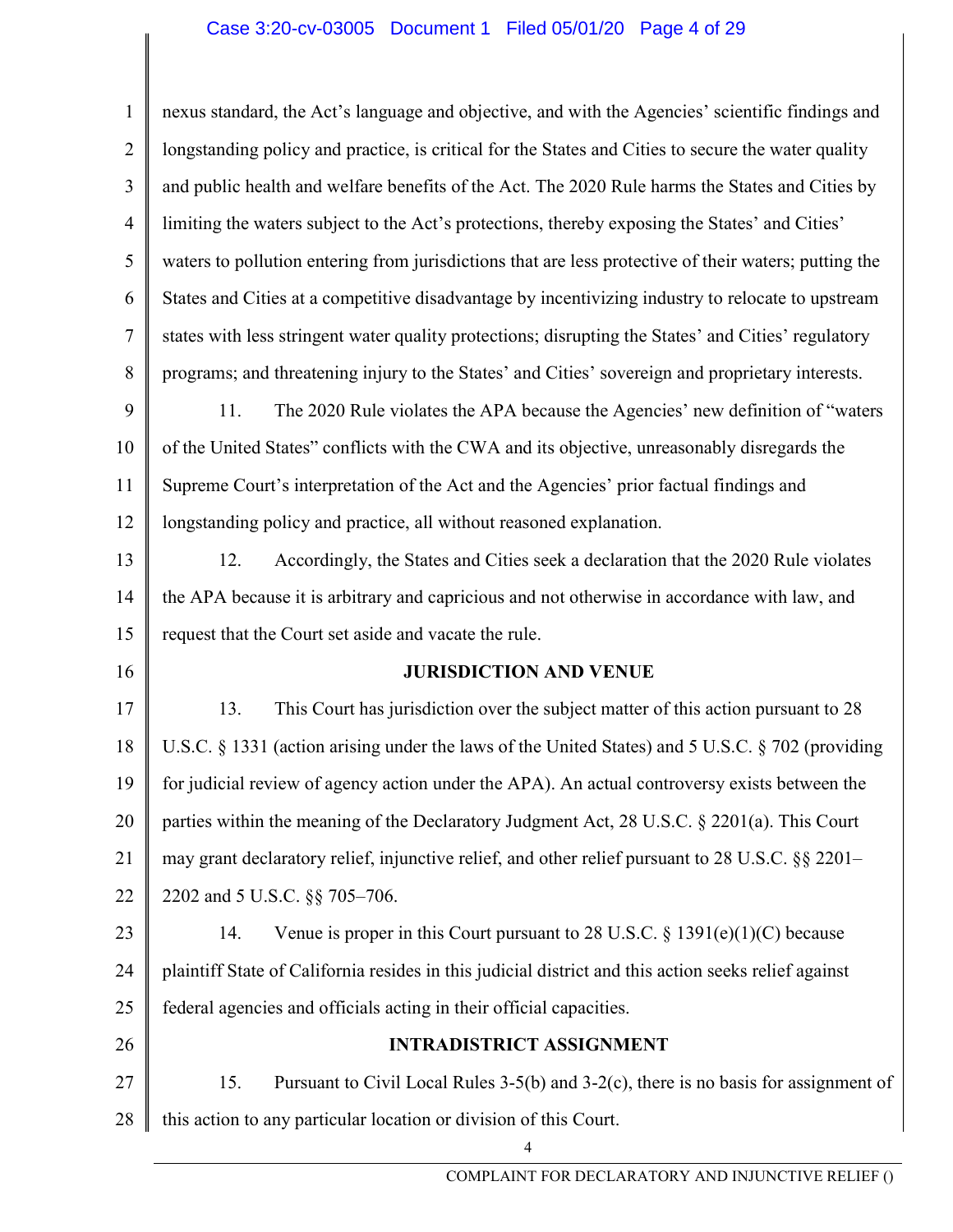nexus standard, the Act's language and objective, and with the Agencies' scientific findings and longstanding policy and practice, is critical for the States and Cities to secure the water quality and public health and welfare benefits of the Act. The 2020 Rule harms the States and Cities by limiting the waters subject to the Act's protections, thereby exposing the States' and Cities' waters to pollution entering from jurisdictions that are less protective of their waters; putting the States and Cities at a competitive disadvantage by incentivizing industry to relocate to upstream states with less stringent water quality protections; disrupting the States' and Cities' regulatory programs; and threatening injury to the States' and Cities' sovereign and proprietary interests.

11. The 2020 Rule violates the APA because the Agencies' new definition of "waters of the United States" conflicts with the CWA and its objective, unreasonably disregards the Supreme Court's interpretation of the Act and the Agencies' prior factual findings and longstanding policy and practice, all without reasoned explanation.

12. Accordingly, the States and Cities seek a declaration that the 2020 Rule violates the APA because it is arbitrary and capricious and not otherwise in accordance with law, and request that the Court set aside and vacate the rule.

## JURISDICTION AND VENUE

13. This Court has jurisdiction over the subject matter of this action pursuant to 28 U.S.C. § 1331 (action arising under the laws of the United States) and 5 U.S.C. § 702 (providing for judicial review of agency action under the APA). An actual controversy exists between the parties within the meaning of the Declaratory Judgment Act, 28 U.S.C. § 2201(a). This Court may grant declaratory relief, injunctive relief, and other relief pursuant to 28 U.S.C. §§ 2201–2202 and 5 U.S.C. §§ 705–706.

14. Venue is proper in this Court pursuant to 28 U.S.C. § 1391(e)(1)(C) because plaintiff State of California resides in this judicial district and this action seeks relief against federal agencies and officials acting in their official capacities.

## INTRADISTRICT ASSIGNMENT

15. Pursuant to Civil Local Rules 3-5(b) and 3-2(c), there is no basis for assignment of this action to any particular location or division of this Court.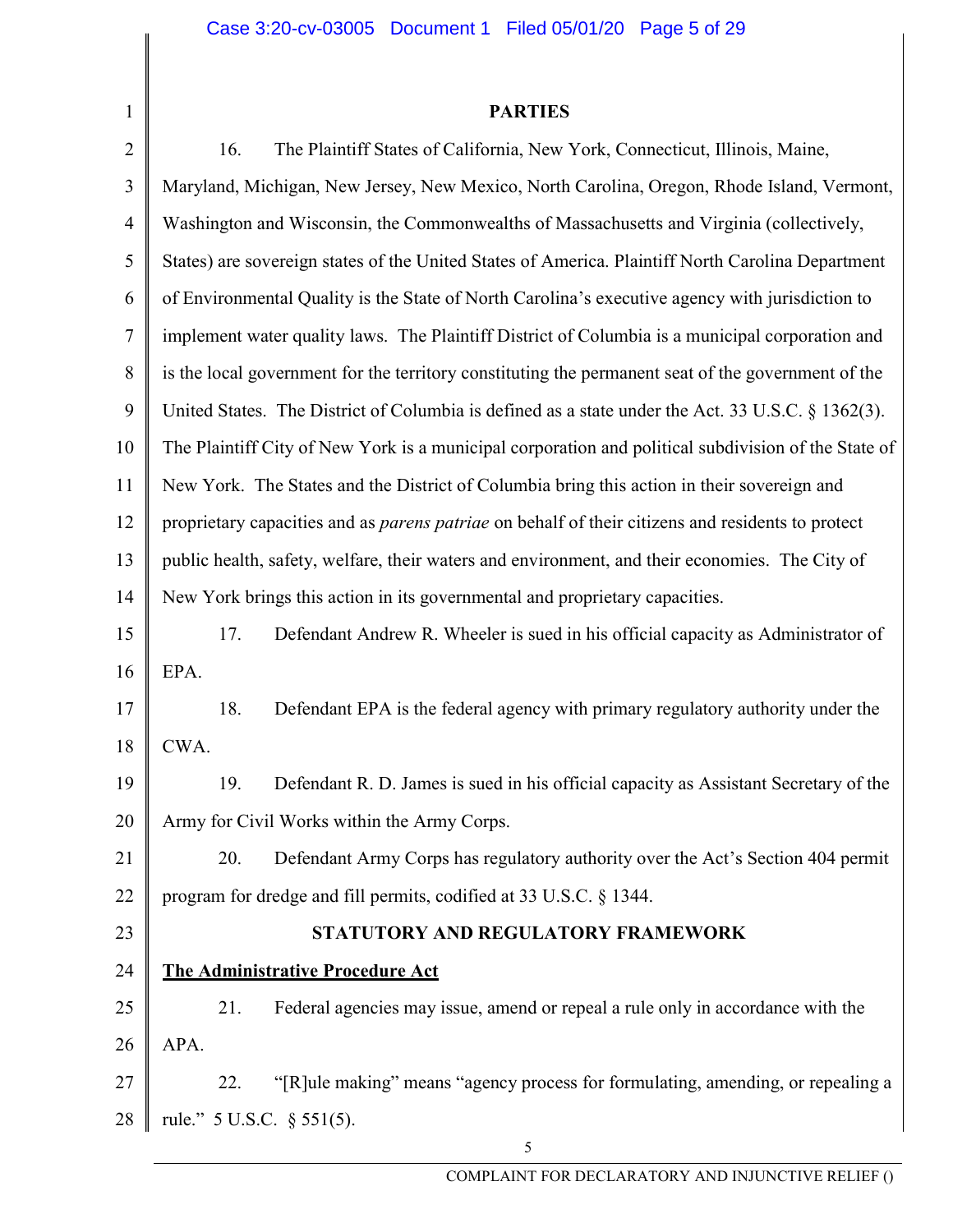## PARTIES

16. The Plaintiff States of California, New York, Connecticut, Illinois, Maine, Maryland, Michigan, New Jersey, New Mexico, North Carolina, Oregon, Rhode Island, Vermont, Washington and Wisconsin, the Commonwealths of Massachusetts and Virginia (collectively, States) are sovereign states of the United States of America. Plaintiff North Carolina Department of Environmental Quality is the State of North Carolina's executive agency with jurisdiction to implement water quality laws. The Plaintiff District of Columbia is a municipal corporation and is the local government for the territory constituting the permanent seat of the government of the United States. The District of Columbia is defined as a state under the Act. 33 U.S.C. § 1362(3). The Plaintiff City of New York is a municipal corporation and political subdivision of the State of New York. The States and the District of Columbia bring this action in their sovereign and proprietary capacities and as *parens patriae* on behalf of their citizens and residents to protect public health, safety, welfare, their waters and environment, and their economies. The City of New York brings this action in its governmental and proprietary capacities.

17. Defendant Andrew R. Wheeler is sued in his official capacity as Administrator of EPA.

18. Defendant EPA is the federal agency with primary regulatory authority under the CWA.

19. Defendant R. D. James is sued in his official capacity as Assistant Secretary of the Army for Civil Works within the Army Corps.

20. Defendant Army Corps has regulatory authority over the Act's Section 404 permit program for dredge and fill permits, codified at 33 U.S.C. § 1344.

## STATUTORY AND REGULATORY FRAMEWORK

### The Administrative Procedure Act

21. Federal agencies may issue, amend or repeal a rule only in accordance with the APA.

22. "[R]ule making" means "agency process for formulating, amending, or repealing a rule." 5 U.S.C. § 551(5).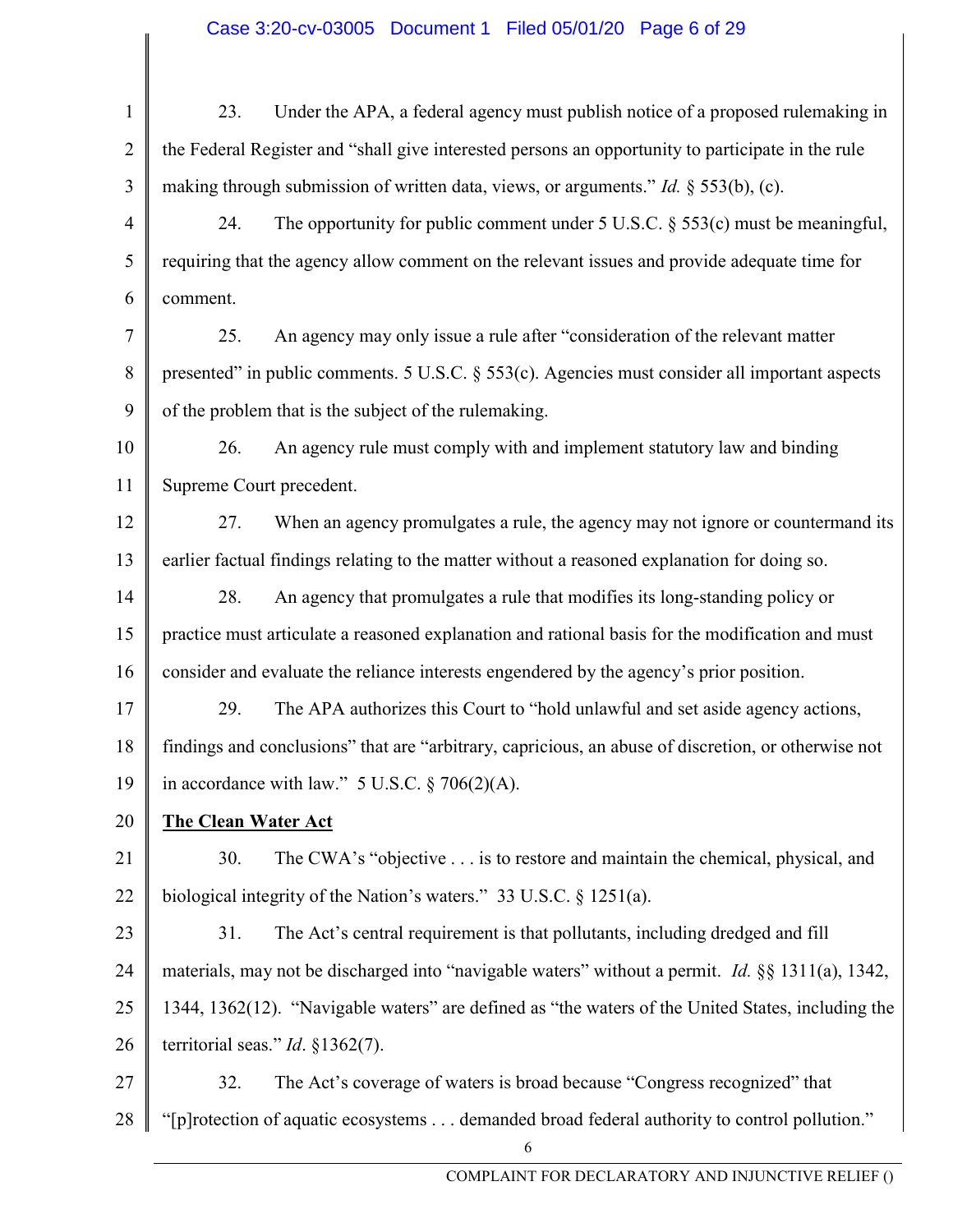23. Under the APA, a federal agency must publish notice of a proposed rulemaking in the Federal Register and "shall give interested persons an opportunity to participate in the rule making through submission of written data, views, or arguments." *Id.* § 553(b), (c).

24. The opportunity for public comment under 5 U.S.C. § 553(c) must be meaningful, requiring that the agency allow comment on the relevant issues and provide adequate time for comment.

25. An agency may only issue a rule after "consideration of the relevant matter presented" in public comments. 5 U.S.C. § 553(c). Agencies must consider all important aspects of the problem that is the subject of the rulemaking.

26. An agency rule must comply with and implement statutory law and binding Supreme Court precedent.

27. When an agency promulgates a rule, the agency may not ignore or countermand its earlier factual findings relating to the matter without a reasoned explanation for doing so.

28. An agency that promulgates a rule that modifies its long-standing policy or practice must articulate a reasoned explanation and rational basis for the modification and must consider and evaluate the reliance interests engendered by the agency's prior position.

29. The APA authorizes this Court to "hold unlawful and set aside agency actions, findings and conclusions" that are "arbitrary, capricious, an abuse of discretion, or otherwise not in accordance with law." 5 U.S.C. § 706(2)(A).

**The Clean Water Act**

30. The CWA's "objective . . . is to restore and maintain the chemical, physical, and biological integrity of the Nation's waters." 33 U.S.C. § 1251(a).

31. The Act's central requirement is that pollutants, including dredged and fill materials, may not be discharged into "navigable waters" without a permit. *Id.* §§ 1311(a), 1342, 1344, 1362(12). "Navigable waters" are defined as "the waters of the United States, including the territorial seas." *Id*. §1362(7).

32. The Act's coverage of waters is broad because "Congress recognized" that "[p]rotection of aquatic ecosystems . . . demanded broad federal authority to control pollution."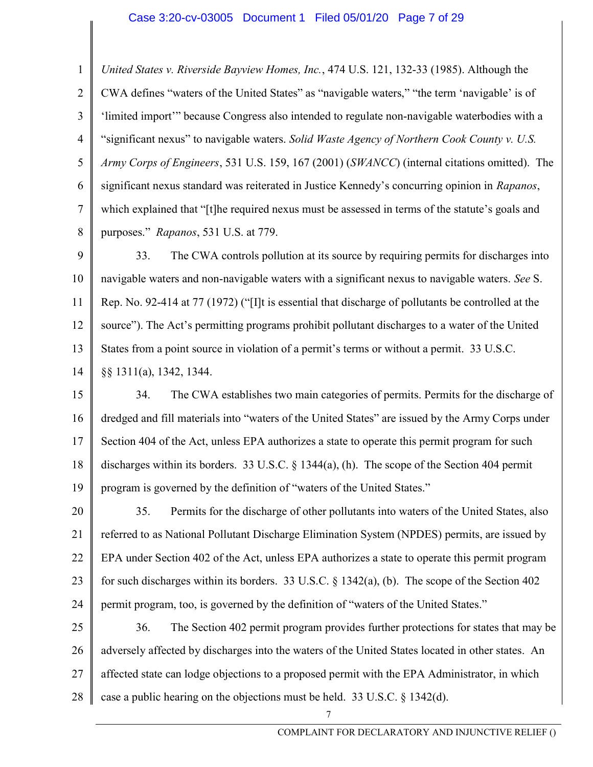*United States v. Riverside Bayview Homes, Inc.*, 474 U.S. 121, 132-33 (1985). Although the CWA defines "waters of the United States" as "navigable waters," "the term 'navigable' is of 'limited import'" because Congress also intended to regulate non-navigable waterbodies with a "significant nexus" to navigable waters. *Solid Waste Agency of Northern Cook County v. U.S. Army Corps of Engineers*, 531 U.S. 159, 167 (2001) (*SWANCC*) (internal citations omitted). The significant nexus standard was reiterated in Justice Kennedy's concurring opinion in *Rapanos*, which explained that "[t]he required nexus must be assessed in terms of the statute's goals and purposes." *Rapanos*, 531 U.S. at 779.

33. The CWA controls pollution at its source by requiring permits for discharges into navigable waters and non-navigable waters with a significant nexus to navigable waters. *See* S. Rep. No. 92-414 at 77 (1972) ("[I]t is essential that discharge of pollutants be controlled at the source"). The Act's permitting programs prohibit pollutant discharges to a water of the United States from a point source in violation of a permit's terms or without a permit. 33 U.S.C. §§ 1311(a), 1342, 1344.

34. The CWA establishes two main categories of permits. Permits for the discharge of dredged and fill materials into "waters of the United States" are issued by the Army Corps under Section 404 of the Act, unless EPA authorizes a state to operate this permit program for such discharges within its borders. 33 U.S.C. § 1344(a), (h). The scope of the Section 404 permit program is governed by the definition of "waters of the United States."

35. Permits for the discharge of other pollutants into waters of the United States, also referred to as National Pollutant Discharge Elimination System (NPDES) permits, are issued by EPA under Section 402 of the Act, unless EPA authorizes a state to operate this permit program for such discharges within its borders. 33 U.S.C. § 1342(a), (b). The scope of the Section 402 permit program, too, is governed by the definition of "waters of the United States."

36. The Section 402 permit program provides further protections for states that may be adversely affected by discharges into the waters of the United States located in other states. An affected state can lodge objections to a proposed permit with the EPA Administrator, in which case a public hearing on the objections must be held. 33 U.S.C. § 1342(d).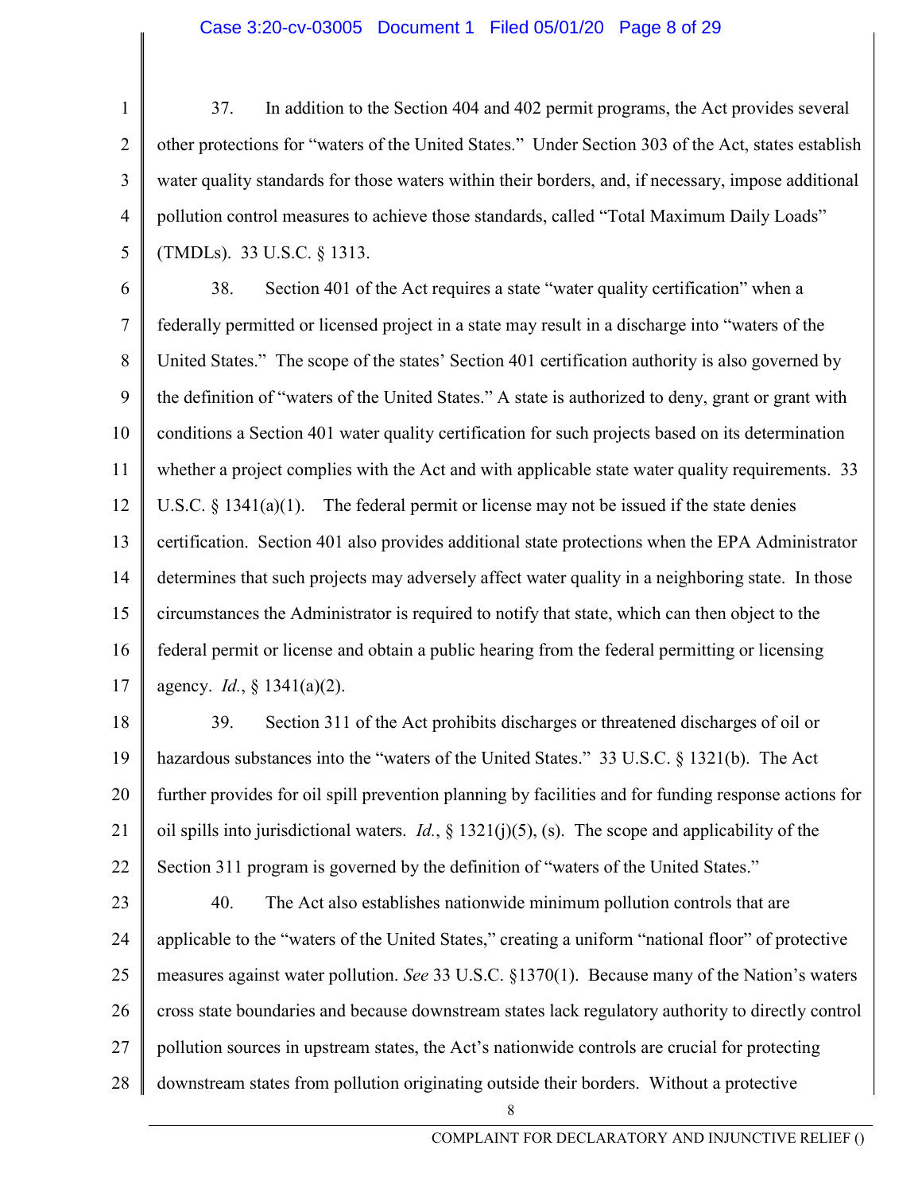37. In addition to the Section 404 and 402 permit programs, the Act provides several other protections for "waters of the United States." Under Section 303 of the Act, states establish water quality standards for those waters within their borders, and, if necessary, impose additional pollution control measures to achieve those standards, called "Total Maximum Daily Loads" (TMDLs). 33 U.S.C. § 1313.

38. Section 401 of the Act requires a state "water quality certification" when a federally permitted or licensed project in a state may result in a discharge into "waters of the United States." The scope of the states' Section 401 certification authority is also governed by the definition of "waters of the United States." A state is authorized to deny, grant or grant with conditions a Section 401 water quality certification for such projects based on its determination whether a project complies with the Act and with applicable state water quality requirements. 33 U.S.C. § 1341(a)(1). The federal permit or license may not be issued if the state denies certification. Section 401 also provides additional state protections when the EPA Administrator determines that such projects may adversely affect water quality in a neighboring state. In those circumstances the Administrator is required to notify that state, which can then object to the federal permit or license and obtain a public hearing from the federal permitting or licensing agency. *Id.*, § 1341(a)(2).

39. Section 311 of the Act prohibits discharges or threatened discharges of oil or hazardous substances into the "waters of the United States." 33 U.S.C. § 1321(b). The Act further provides for oil spill prevention planning by facilities and for funding response actions for oil spills into jurisdictional waters. *Id.*, § 1321(j)(5), (s). The scope and applicability of the Section 311 program is governed by the definition of "waters of the United States."

40. The Act also establishes nationwide minimum pollution controls that are applicable to the "waters of the United States," creating a uniform "national floor" of protective measures against water pollution. *See* 33 U.S.C. §1370(1). Because many of the Nation's waters cross state boundaries and because downstream states lack regulatory authority to directly control pollution sources in upstream states, the Act's nationwide controls are crucial for protecting downstream states from pollution originating outside their borders. Without a protective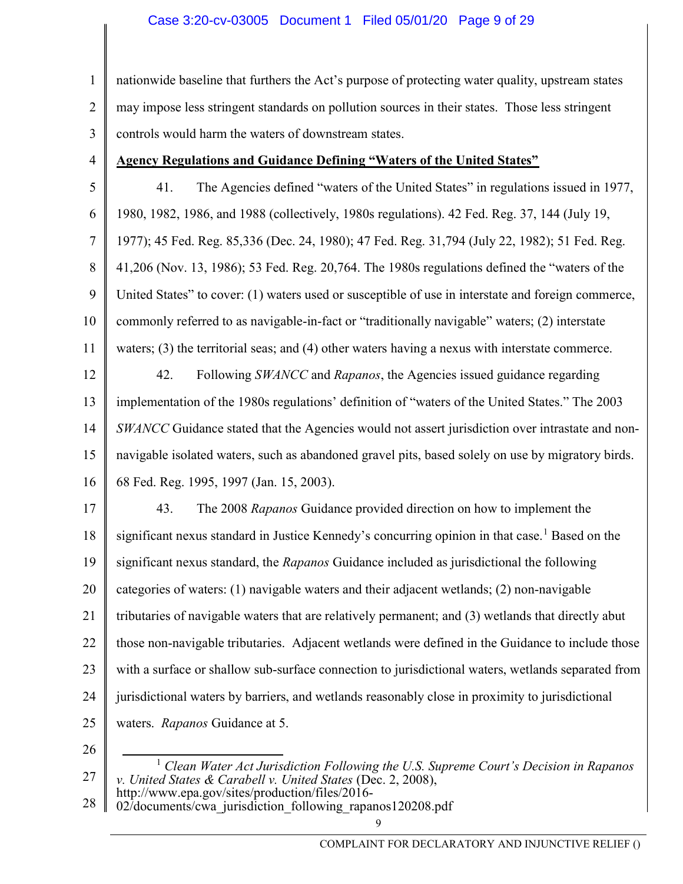nationwide baseline that furthers the Act's purpose of protecting water quality, upstream states may impose less stringent standards on pollution sources in their states. Those less stringent controls would harm the waters of downstream states.

**Agency Regulations and Guidance Defining "Waters of the United States"**

41. The Agencies defined "waters of the United States" in regulations issued in 1977, 1980, 1982, 1986, and 1988 (collectively, 1980s regulations). 42 Fed. Reg. 37, 144 (July 19, 1977); 45 Fed. Reg. 85,336 (Dec. 24, 1980); 47 Fed. Reg. 31,794 (July 22, 1982); 51 Fed. Reg. 41,206 (Nov. 13, 1986); 53 Fed. Reg. 20,764. The 1980s regulations defined the "waters of the United States" to cover: (1) waters used or susceptible of use in interstate and foreign commerce, commonly referred to as navigable-in-fact or "traditionally navigable" waters; (2) interstate waters; (3) the territorial seas; and (4) other waters having a nexus with interstate commerce.

42. Following *SWANCC* and *Rapanos*, the Agencies issued guidance regarding implementation of the 1980s regulations' definition of "waters of the United States." The 2003 *SWANCC* Guidance stated that the Agencies would not assert jurisdiction over intrastate and non-navigable isolated waters, such as abandoned gravel pits, based solely on use by migratory birds. 68 Fed. Reg. 1995, 1997 (Jan. 15, 2003).

43. The 2008 *Rapanos* Guidance provided direction on how to implement the significant nexus standard in Justice Kennedy's concurring opinion in that case.[1] Based on the significant nexus standard, the *Rapanos* Guidance included as jurisdictional the following categories of waters: (1) navigable waters and their adjacent wetlands; (2) non-navigable tributaries of navigable waters that are relatively permanent; and (3) wetlands that directly abut those non-navigable tributaries. Adjacent wetlands were defined in the Guidance to include those with a surface or shallow sub-surface connection to jurisdictional waters, wetlands separated from jurisdictional waters by barriers, and wetlands reasonably close in proximity to jurisdictional waters. *Rapanos* Guidance at 5.

---

[1] *Clean Water Act Jurisdiction Following the U.S. Supreme Court's Decision in Rapanos v. United States & Carabell v. United States* (Dec. 2, 2008), http://www.epa.gov/sites/production/files/2016-02/documents/cwa_jurisdiction_following_rapanos120208.pdf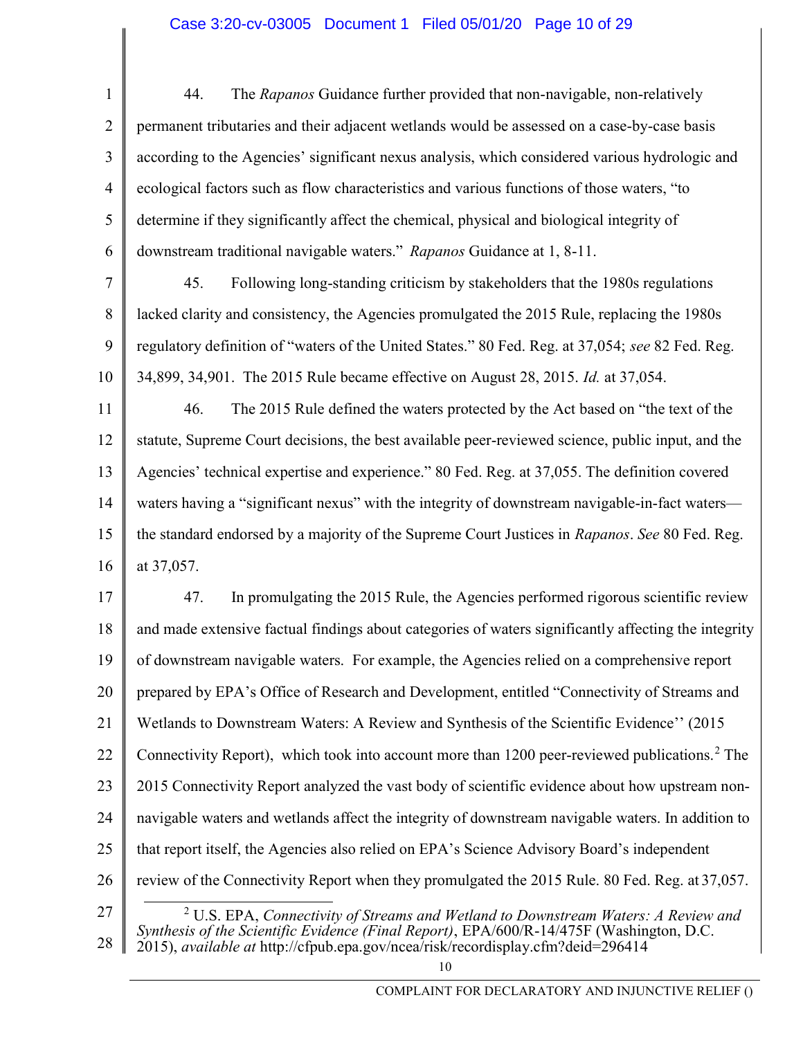44. The *Rapanos* Guidance further provided that non-navigable, non-relatively permanent tributaries and their adjacent wetlands would be assessed on a case-by-case basis according to the Agencies' significant nexus analysis, which considered various hydrologic and ecological factors such as flow characteristics and various functions of those waters, "to determine if they significantly affect the chemical, physical and biological integrity of downstream traditional navigable waters." *Rapanos* Guidance at 1, 8-11.

45. Following long-standing criticism by stakeholders that the 1980s regulations lacked clarity and consistency, the Agencies promulgated the 2015 Rule, replacing the 1980s regulatory definition of "waters of the United States." 80 Fed. Reg. at 37,054; *see* 82 Fed. Reg. 34,899, 34,901. The 2015 Rule became effective on August 28, 2015. *Id.* at 37,054.

46. The 2015 Rule defined the waters protected by the Act based on "the text of the statute, Supreme Court decisions, the best available peer-reviewed science, public input, and the Agencies' technical expertise and experience." 80 Fed. Reg. at 37,055. The definition covered waters having a "significant nexus" with the integrity of downstream navigable-in-fact waters—the standard endorsed by a majority of the Supreme Court Justices in *Rapanos*. *See* 80 Fed. Reg. at 37,057.

47. In promulgating the 2015 Rule, the Agencies performed rigorous scientific review and made extensive factual findings about categories of waters significantly affecting the integrity of downstream navigable waters. For example, the Agencies relied on a comprehensive report prepared by EPA's Office of Research and Development, entitled "Connectivity of Streams and Wetlands to Downstream Waters: A Review and Synthesis of the Scientific Evidence'' (2015 Connectivity Report), which took into account more than 1200 peer-reviewed publications.[2] The 2015 Connectivity Report analyzed the vast body of scientific evidence about how upstream non-navigable waters and wetlands affect the integrity of downstream navigable waters. In addition to that report itself, the Agencies also relied on EPA's Science Advisory Board's independent review of the Connectivity Report when they promulgated the 2015 Rule. 80 Fed. Reg. at 37,057.

---

[2] U.S. EPA, *Connectivity of Streams and Wetland to Downstream Waters: A Review and Synthesis of the Scientific Evidence (Final Report)*, EPA/600/R-14/475F (Washington, D.C. 2015), *available at* http://cfpub.epa.gov/ncea/risk/recordisplay.cfm?deid=296414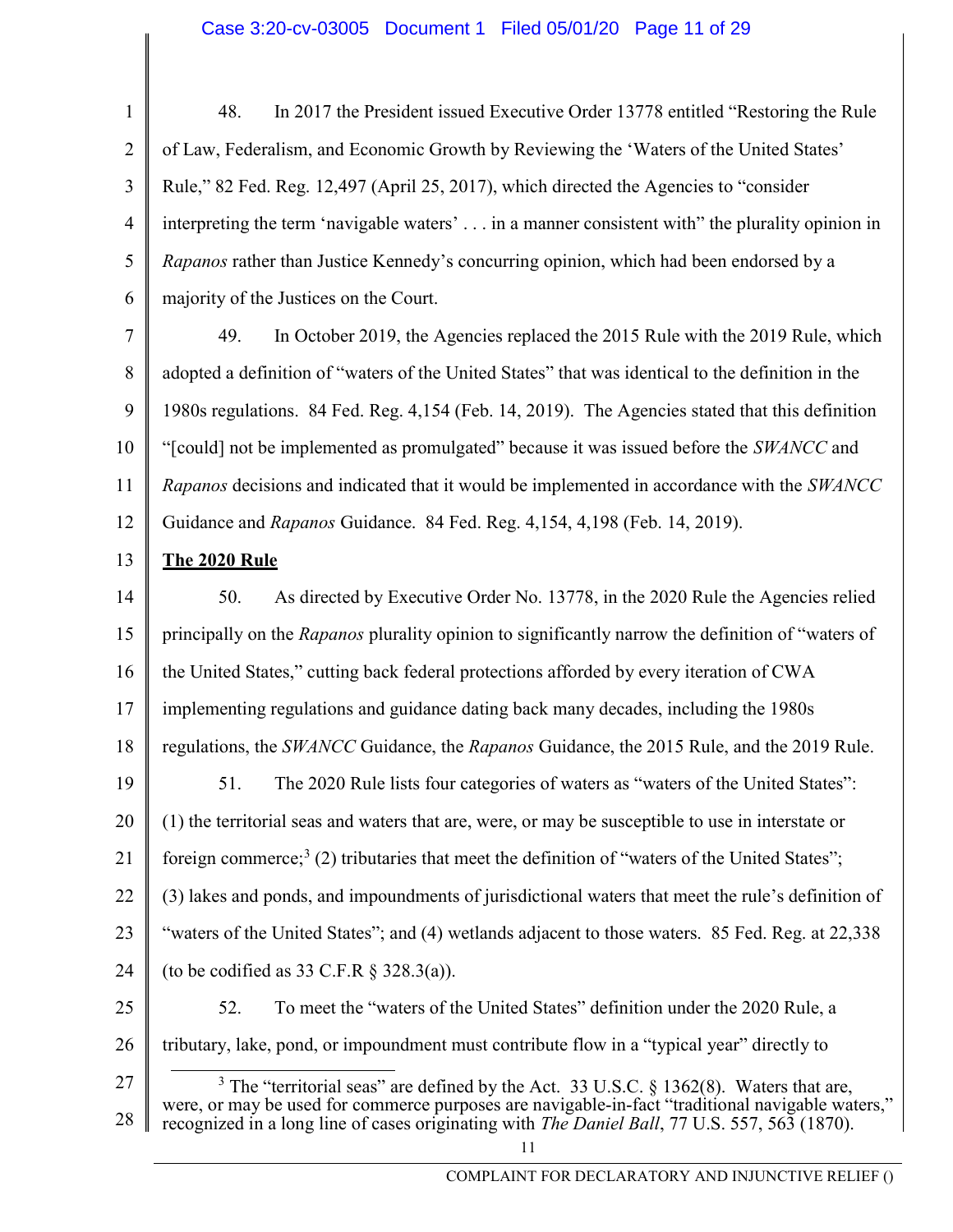48. In 2017 the President issued Executive Order 13778 entitled "Restoring the Rule of Law, Federalism, and Economic Growth by Reviewing the 'Waters of the United States' Rule," 82 Fed. Reg. 12,497 (April 25, 2017), which directed the Agencies to "consider interpreting the term 'navigable waters' . . . in a manner consistent with" the plurality opinion in *Rapanos* rather than Justice Kennedy's concurring opinion, which had been endorsed by a majority of the Justices on the Court.

49. In October 2019, the Agencies replaced the 2015 Rule with the 2019 Rule, which adopted a definition of "waters of the United States" that was identical to the definition in the 1980s regulations. 84 Fed. Reg. 4,154 (Feb. 14, 2019). The Agencies stated that this definition "[could] not be implemented as promulgated" because it was issued before the *SWANCC* and *Rapanos* decisions and indicated that it would be implemented in accordance with the *SWANCC* Guidance and *Rapanos* Guidance. 84 Fed. Reg. 4,154, 4,198 (Feb. 14, 2019).

**The 2020 Rule**

50. As directed by Executive Order No. 13778, in the 2020 Rule the Agencies relied principally on the *Rapanos* plurality opinion to significantly narrow the definition of "waters of the United States," cutting back federal protections afforded by every iteration of CWA implementing regulations and guidance dating back many decades, including the 1980s regulations, the *SWANCC* Guidance, the *Rapanos* Guidance, the 2015 Rule, and the 2019 Rule.

51. The 2020 Rule lists four categories of waters as "waters of the United States": (1) the territorial seas and waters that are, were, or may be susceptible to use in interstate or foreign commerce;[3] (2) tributaries that meet the definition of "waters of the United States"; (3) lakes and ponds, and impoundments of jurisdictional waters that meet the rule's definition of "waters of the United States"; and (4) wetlands adjacent to those waters. 85 Fed. Reg. at 22,338 (to be codified as 33 C.F.R § 328.3(a)).

52. To meet the "waters of the United States" definition under the 2020 Rule, a tributary, lake, pond, or impoundment must contribute flow in a "typical year" directly to

[3] The "territorial seas" are defined by the Act. 33 U.S.C. § 1362(8). Waters that are, were, or may be used for commerce purposes are navigable-in-fact "traditional navigable waters," recognized in a long line of cases originating with *The Daniel Ball*, 77 U.S. 557, 563 (1870).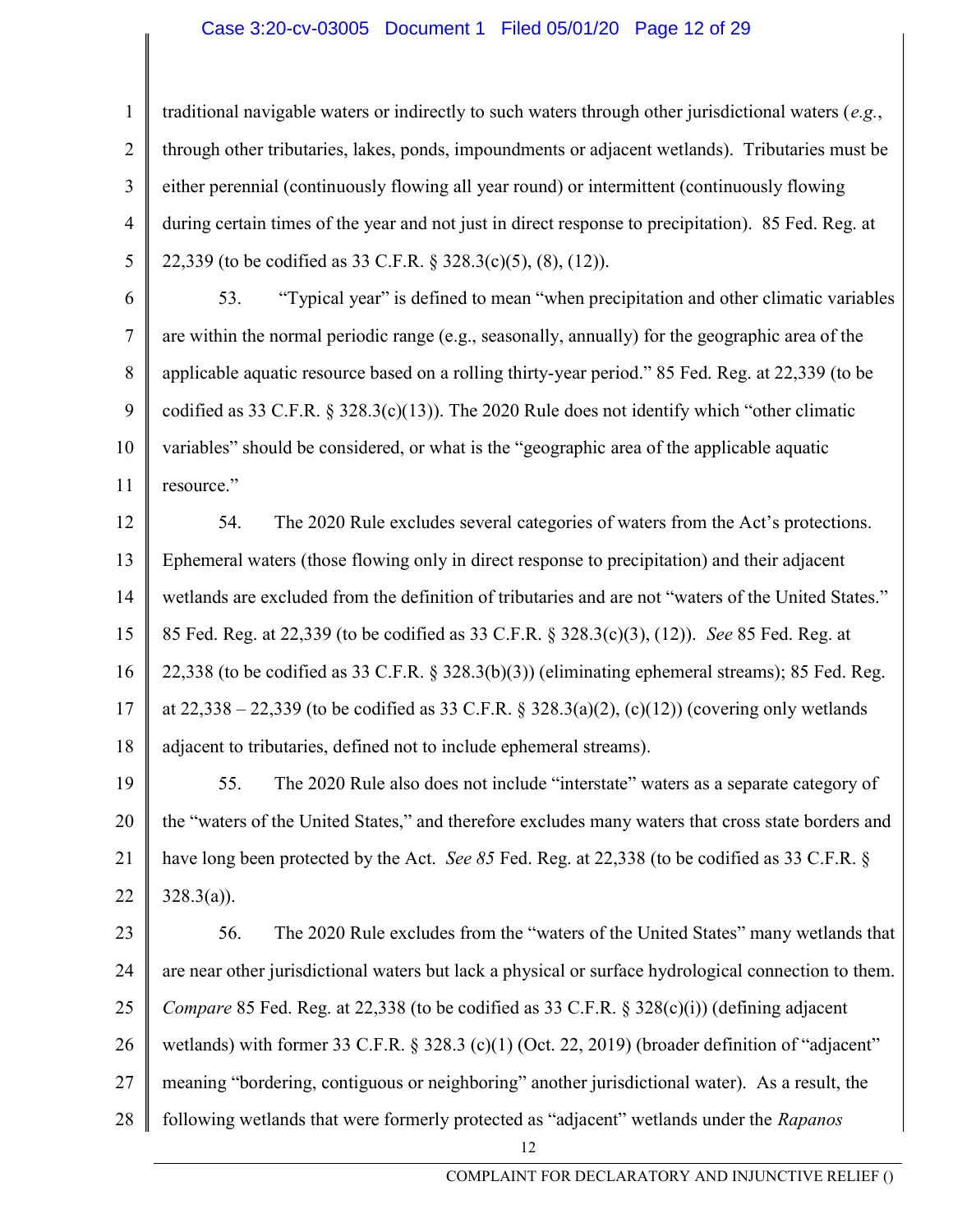traditional navigable waters or indirectly to such waters through other jurisdictional waters (*e.g.*, through other tributaries, lakes, ponds, impoundments or adjacent wetlands). Tributaries must be either perennial (continuously flowing all year round) or intermittent (continuously flowing during certain times of the year and not just in direct response to precipitation). 85 Fed. Reg. at 22,339 (to be codified as 33 C.F.R. § 328.3(c)(5), (8), (12)).

53. "Typical year" is defined to mean "when precipitation and other climatic variables are within the normal periodic range (e.g., seasonally, annually) for the geographic area of the applicable aquatic resource based on a rolling thirty-year period." 85 Fed. Reg. at 22,339 (to be codified as 33 C.F.R. § 328.3(c)(13)). The 2020 Rule does not identify which "other climatic variables" should be considered, or what is the "geographic area of the applicable aquatic resource."

54. The 2020 Rule excludes several categories of waters from the Act's protections. Ephemeral waters (those flowing only in direct response to precipitation) and their adjacent wetlands are excluded from the definition of tributaries and are not "waters of the United States." 85 Fed. Reg. at 22,339 (to be codified as 33 C.F.R. § 328.3(c)(3), (12)). *See* 85 Fed. Reg. at 22,338 (to be codified as 33 C.F.R. § 328.3(b)(3)) (eliminating ephemeral streams); 85 Fed. Reg. at 22,338 – 22,339 (to be codified as 33 C.F.R. § 328.3(a)(2), (c)(12)) (covering only wetlands adjacent to tributaries, defined not to include ephemeral streams).

55. The 2020 Rule also does not include "interstate" waters as a separate category of the "waters of the United States," and therefore excludes many waters that cross state borders and have long been protected by the Act. *See 85* Fed. Reg. at 22,338 (to be codified as 33 C.F.R. § 328.3(a)).

56. The 2020 Rule excludes from the "waters of the United States" many wetlands that are near other jurisdictional waters but lack a physical or surface hydrological connection to them. *Compare* 85 Fed. Reg. at 22,338 (to be codified as 33 C.F.R. § 328(c)(i)) (defining adjacent wetlands) with former 33 C.F.R. § 328.3 (c)(1) (Oct. 22, 2019) (broader definition of "adjacent" meaning "bordering, contiguous or neighboring" another jurisdictional water). As a result, the following wetlands that were formerly protected as "adjacent" wetlands under the *Rapanos*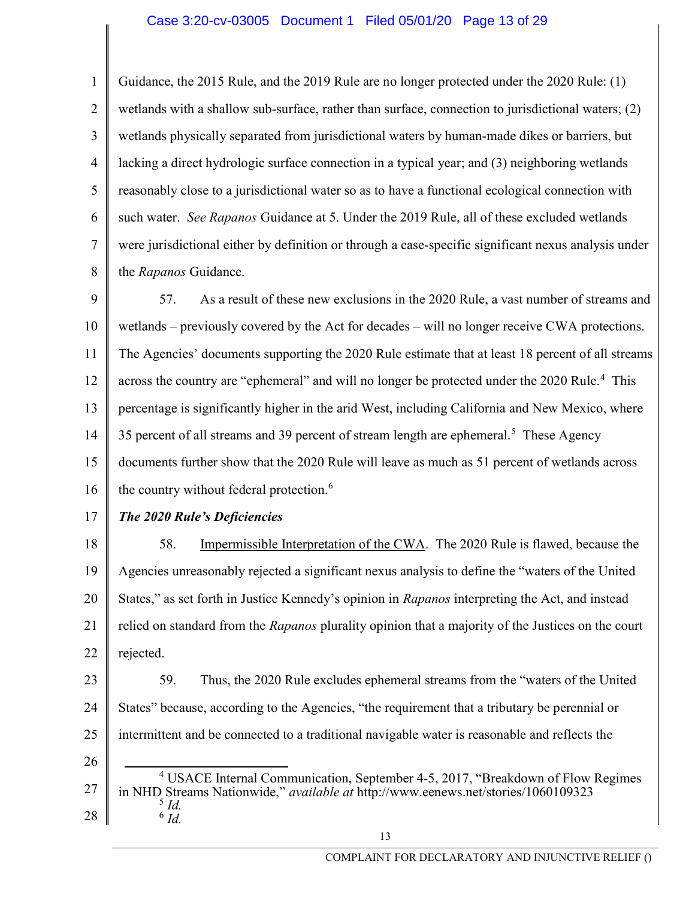Guidance, the 2015 Rule, and the 2019 Rule are no longer protected under the 2020 Rule: (1) wetlands with a shallow sub-surface, rather than surface, connection to jurisdictional waters; (2) wetlands physically separated from jurisdictional waters by human-made dikes or barriers, but lacking a direct hydrologic surface connection in a typical year; and (3) neighboring wetlands reasonably close to a jurisdictional water so as to have a functional ecological connection with such water. *See Rapanos* Guidance at 5. Under the 2019 Rule, all of these excluded wetlands were jurisdictional either by definition or through a case-specific significant nexus analysis under the *Rapanos* Guidance.

57. As a result of these new exclusions in the 2020 Rule, a vast number of streams and wetlands – previously covered by the Act for decades – will no longer receive CWA protections. The Agencies' documents supporting the 2020 Rule estimate that at least 18 percent of all streams across the country are "ephemeral" and will no longer be protected under the 2020 Rule.[4] This percentage is significantly higher in the arid West, including California and New Mexico, where 35 percent of all streams and 39 percent of stream length are ephemeral.[5] These Agency documents further show that the 2020 Rule will leave as much as 51 percent of wetlands across the country without federal protection.[6]

***The 2020 Rule's Deficiencies***

58. Impermissible Interpretation of the CWA. The 2020 Rule is flawed, because the Agencies unreasonably rejected a significant nexus analysis to define the "waters of the United States," as set forth in Justice Kennedy's opinion in *Rapanos* interpreting the Act, and instead relied on standard from the *Rapanos* plurality opinion that a majority of the Justices on the court rejected.

59. Thus, the 2020 Rule excludes ephemeral streams from the "waters of the United States" because, according to the Agencies, "the requirement that a tributary be perennial or intermittent and be connected to a traditional navigable water is reasonable and reflects the

---

[4] USACE Internal Communication, September 4-5, 2017, "Breakdown of Flow Regimes in NHD Streams Nationwide," *available at* http://www.eenews.net/stories/1060109323

[5] *Id.*

[6] *Id.*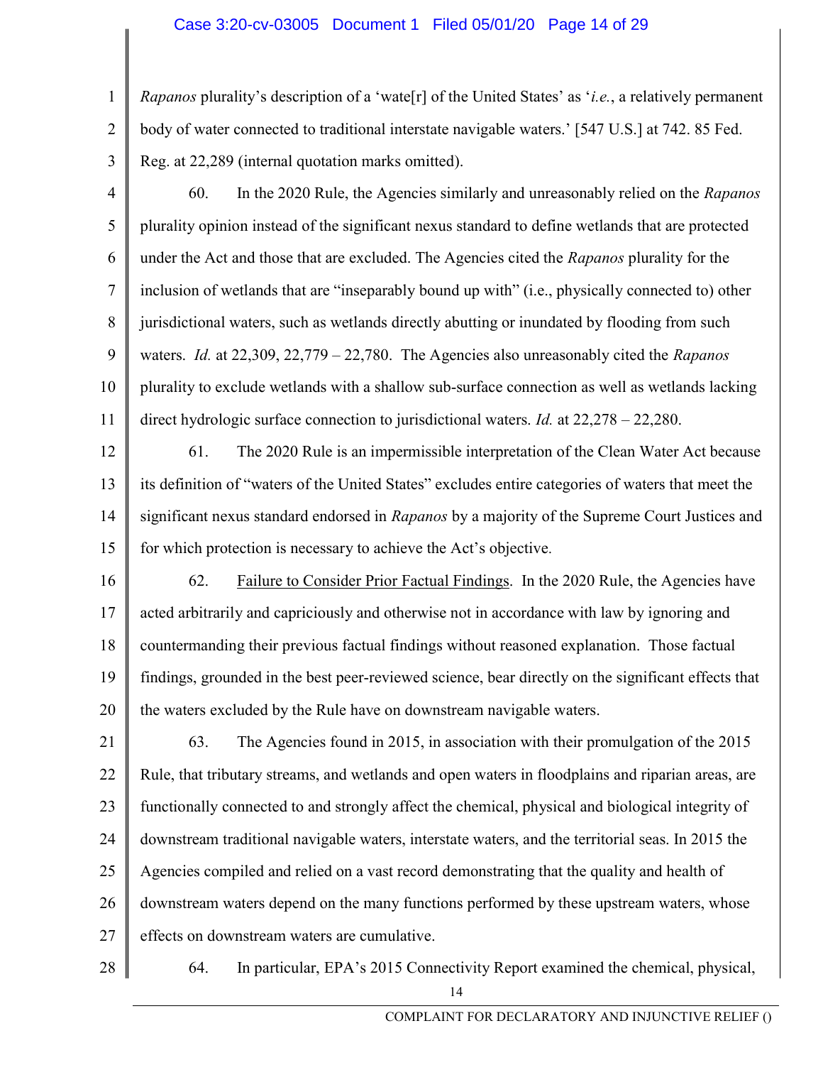*Rapanos* plurality's description of a 'wate[r] of the United States' as '*i.e.*, a relatively permanent body of water connected to traditional interstate navigable waters.' [547 U.S.] at 742. 85 Fed. Reg. at 22,289 (internal quotation marks omitted).

60. In the 2020 Rule, the Agencies similarly and unreasonably relied on the *Rapanos* plurality opinion instead of the significant nexus standard to define wetlands that are protected under the Act and those that are excluded. The Agencies cited the *Rapanos* plurality for the inclusion of wetlands that are "inseparably bound up with" (i.e., physically connected to) other jurisdictional waters, such as wetlands directly abutting or inundated by flooding from such waters. *Id.* at 22,309, 22,779 – 22,780. The Agencies also unreasonably cited the *Rapanos* plurality to exclude wetlands with a shallow sub-surface connection as well as wetlands lacking direct hydrologic surface connection to jurisdictional waters. *Id.* at 22,278 – 22,280.

61. The 2020 Rule is an impermissible interpretation of the Clean Water Act because its definition of "waters of the United States" excludes entire categories of waters that meet the significant nexus standard endorsed in *Rapanos* by a majority of the Supreme Court Justices and for which protection is necessary to achieve the Act's objective.

62. <u>Failure to Consider Prior Factual Findings</u>. In the 2020 Rule, the Agencies have acted arbitrarily and capriciously and otherwise not in accordance with law by ignoring and countermanding their previous factual findings without reasoned explanation. Those factual findings, grounded in the best peer-reviewed science, bear directly on the significant effects that the waters excluded by the Rule have on downstream navigable waters.

63. The Agencies found in 2015, in association with their promulgation of the 2015 Rule, that tributary streams, and wetlands and open waters in floodplains and riparian areas, are functionally connected to and strongly affect the chemical, physical and biological integrity of downstream traditional navigable waters, interstate waters, and the territorial seas. In 2015 the Agencies compiled and relied on a vast record demonstrating that the quality and health of downstream waters depend on the many functions performed by these upstream waters, whose effects on downstream waters are cumulative.

64. In particular, EPA's 2015 Connectivity Report examined the chemical, physical,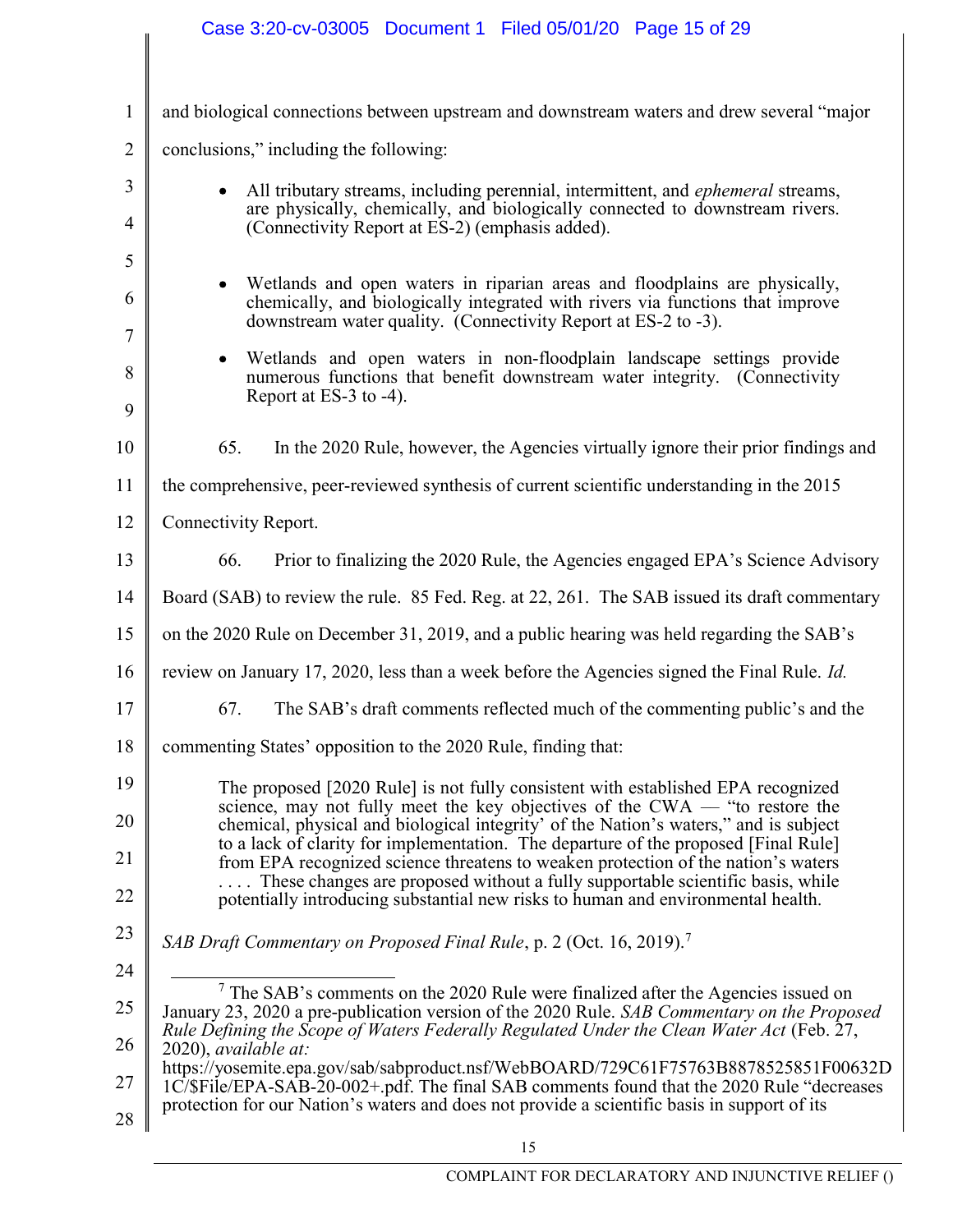and biological connections between upstream and downstream waters and drew several "major conclusions," including the following:

- All tributary streams, including perennial, intermittent, and *ephemeral* streams, are physically, chemically, and biologically connected to downstream rivers. (Connectivity Report at ES-2) (emphasis added).

- Wetlands and open waters in riparian areas and floodplains are physically, chemically, and biologically integrated with rivers via functions that improve downstream water quality. (Connectivity Report at ES-2 to -3).

- Wetlands and open waters in non-floodplain landscape settings provide numerous functions that benefit downstream water integrity. (Connectivity Report at ES-3 to -4).

65. In the 2020 Rule, however, the Agencies virtually ignore their prior findings and the comprehensive, peer-reviewed synthesis of current scientific understanding in the 2015 Connectivity Report.

66. Prior to finalizing the 2020 Rule, the Agencies engaged EPA's Science Advisory Board (SAB) to review the rule. 85 Fed. Reg. at 22, 261. The SAB issued its draft commentary on the 2020 Rule on December 31, 2019, and a public hearing was held regarding the SAB's review on January 17, 2020, less than a week before the Agencies signed the Final Rule. *Id.*

67. The SAB's draft comments reflected much of the commenting public's and the commenting States' opposition to the 2020 Rule, finding that:

> The proposed [2020 Rule] is not fully consistent with established EPA recognized science, may not fully meet the key objectives of the CWA — "to restore the chemical, physical and biological integrity' of the Nation's waters," and is subject to a lack of clarity for implementation. The departure of the proposed [Final Rule] from EPA recognized science threatens to weaken protection of the nation's waters . . . . These changes are proposed without a fully supportable scientific basis, while potentially introducing substantial new risks to human and environmental health.

*SAB Draft Commentary on Proposed Final Rule*, p. 2 (Oct. 16, 2019).[7]

---

[7] The SAB's comments on the 2020 Rule were finalized after the Agencies issued on January 23, 2020 a pre-publication version of the 2020 Rule. *SAB Commentary on the Proposed Rule Defining the Scope of Waters Federally Regulated Under the Clean Water Act* (Feb. 27, 2020), *available at:* https://yosemite.epa.gov/sab/sabproduct.nsf/WebBOARD/729C61F75763B8878525851F00632D1C/$File/EPA-SAB-20-002+.pdf. The final SAB comments found that the 2020 Rule "decreases protection for our Nation's waters and does not provide a scientific basis in support of its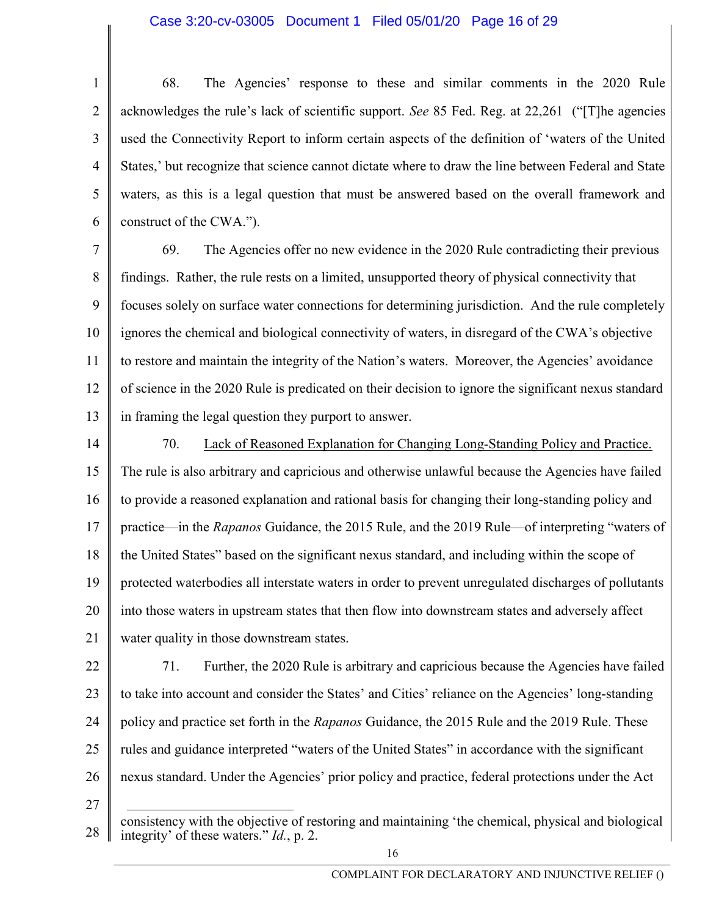68. The Agencies' response to these and similar comments in the 2020 Rule acknowledges the rule's lack of scientific support. *See* 85 Fed. Reg. at 22,261 ("[T]he agencies used the Connectivity Report to inform certain aspects of the definition of 'waters of the United States,' but recognize that science cannot dictate where to draw the line between Federal and State waters, as this is a legal question that must be answered based on the overall framework and construct of the CWA.").

69. The Agencies offer no new evidence in the 2020 Rule contradicting their previous findings. Rather, the rule rests on a limited, unsupported theory of physical connectivity that focuses solely on surface water connections for determining jurisdiction. And the rule completely ignores the chemical and biological connectivity of waters, in disregard of the CWA's objective to restore and maintain the integrity of the Nation's waters. Moreover, the Agencies' avoidance of science in the 2020 Rule is predicated on their decision to ignore the significant nexus standard in framing the legal question they purport to answer.

70. <u>Lack of Reasoned Explanation for Changing Long-Standing Policy and Practice.</u> The rule is also arbitrary and capricious and otherwise unlawful because the Agencies have failed to provide a reasoned explanation and rational basis for changing their long-standing policy and practice—in the *Rapanos* Guidance, the 2015 Rule, and the 2019 Rule—of interpreting "waters of the United States" based on the significant nexus standard, and including within the scope of protected waterbodies all interstate waters in order to prevent unregulated discharges of pollutants into those waters in upstream states that then flow into downstream states and adversely affect water quality in those downstream states.

71. Further, the 2020 Rule is arbitrary and capricious because the Agencies have failed to take into account and consider the States' and Cities' reliance on the Agencies' long-standing policy and practice set forth in the *Rapanos* Guidance, the 2015 Rule and the 2019 Rule. These rules and guidance interpreted "waters of the United States" in accordance with the significant nexus standard. Under the Agencies' prior policy and practice, federal protections under the Act

---

consistency with the objective of restoring and maintaining 'the chemical, physical and biological integrity' of these waters." *Id.*, p. 2.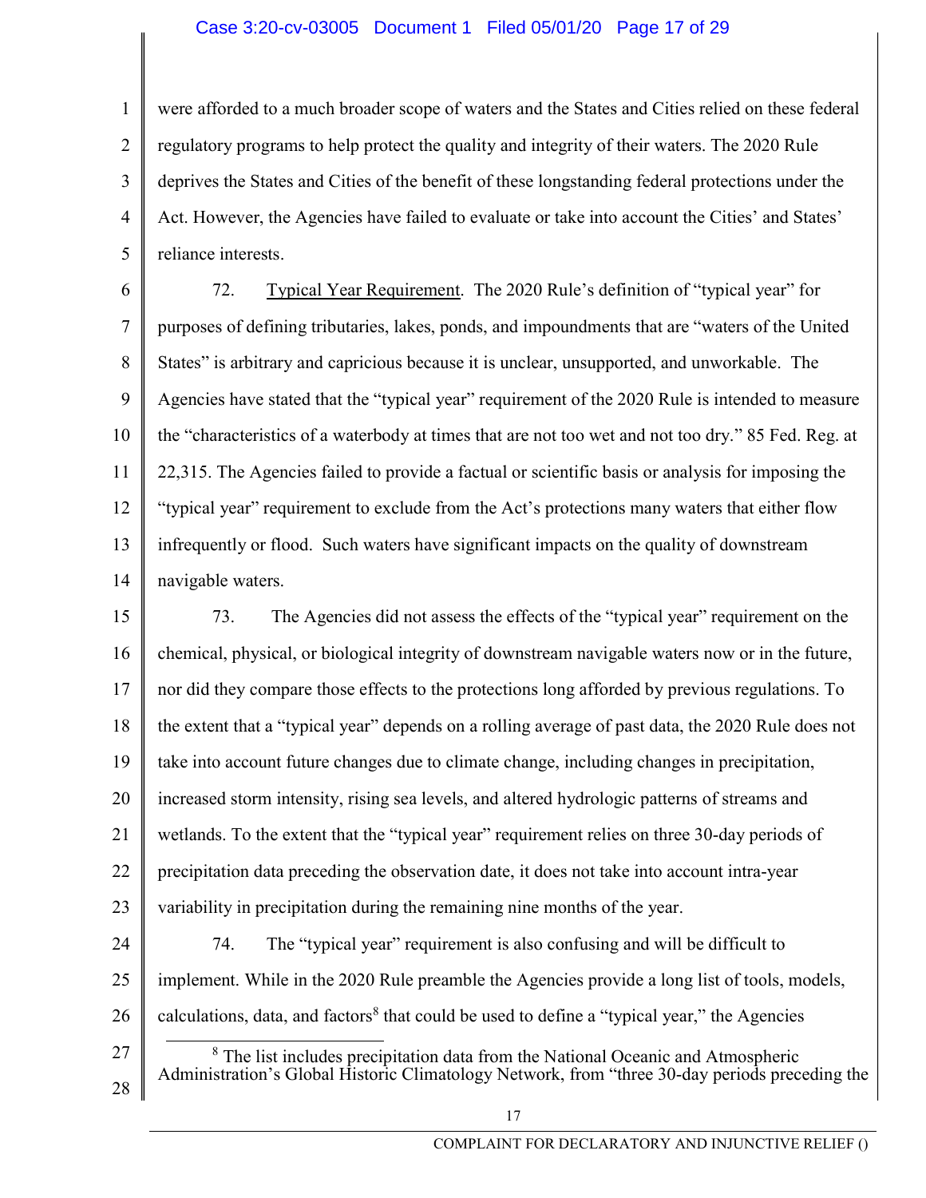were afforded to a much broader scope of waters and the States and Cities relied on these federal regulatory programs to help protect the quality and integrity of their waters. The 2020 Rule deprives the States and Cities of the benefit of these longstanding federal protections under the Act. However, the Agencies have failed to evaluate or take into account the Cities' and States' reliance interests.

72. Typical Year Requirement. The 2020 Rule's definition of "typical year" for purposes of defining tributaries, lakes, ponds, and impoundments that are "waters of the United States" is arbitrary and capricious because it is unclear, unsupported, and unworkable. The Agencies have stated that the "typical year" requirement of the 2020 Rule is intended to measure the "characteristics of a waterbody at times that are not too wet and not too dry." 85 Fed. Reg. at 22,315. The Agencies failed to provide a factual or scientific basis or analysis for imposing the "typical year" requirement to exclude from the Act's protections many waters that either flow infrequently or flood. Such waters have significant impacts on the quality of downstream navigable waters.

73. The Agencies did not assess the effects of the "typical year" requirement on the chemical, physical, or biological integrity of downstream navigable waters now or in the future, nor did they compare those effects to the protections long afforded by previous regulations. To the extent that a "typical year" depends on a rolling average of past data, the 2020 Rule does not take into account future changes due to climate change, including changes in precipitation, increased storm intensity, rising sea levels, and altered hydrologic patterns of streams and wetlands. To the extent that the "typical year" requirement relies on three 30-day periods of precipitation data preceding the observation date, it does not take into account intra-year variability in precipitation during the remaining nine months of the year.

74. The "typical year" requirement is also confusing and will be difficult to implement. While in the 2020 Rule preamble the Agencies provide a long list of tools, models, calculations, data, and factors[8] that could be used to define a "typical year," the Agencies

[8] The list includes precipitation data from the National Oceanic and Atmospheric Administration's Global Historic Climatology Network, from "three 30-day periods preceding the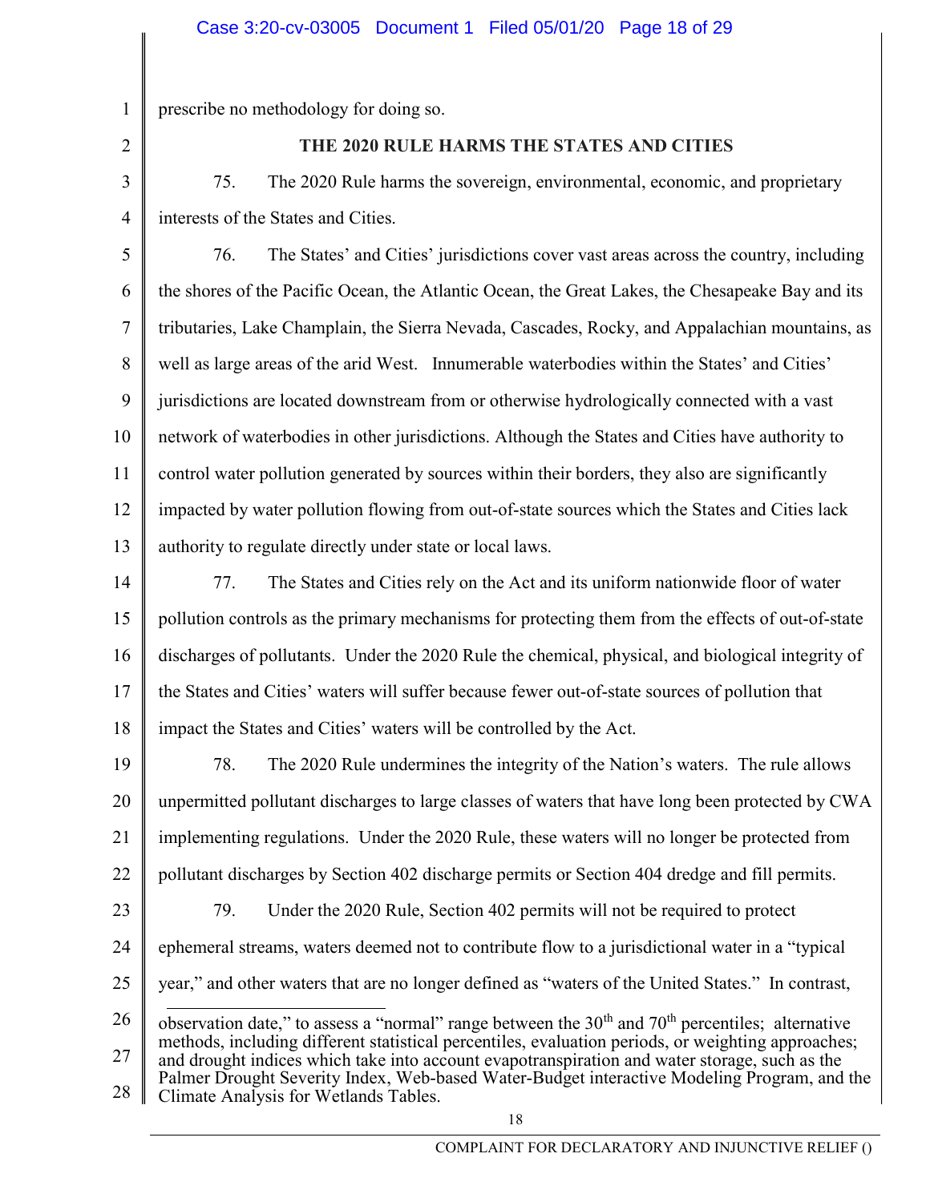prescribe no methodology for doing so.

## THE 2020 RULE HARMS THE STATES AND CITIES

75. The 2020 Rule harms the sovereign, environmental, economic, and proprietary interests of the States and Cities.

76. The States' and Cities' jurisdictions cover vast areas across the country, including the shores of the Pacific Ocean, the Atlantic Ocean, the Great Lakes, the Chesapeake Bay and its tributaries, Lake Champlain, the Sierra Nevada, Cascades, Rocky, and Appalachian mountains, as well as large areas of the arid West. Innumerable waterbodies within the States' and Cities' jurisdictions are located downstream from or otherwise hydrologically connected with a vast network of waterbodies in other jurisdictions. Although the States and Cities have authority to control water pollution generated by sources within their borders, they also are significantly impacted by water pollution flowing from out-of-state sources which the States and Cities lack authority to regulate directly under state or local laws.

77. The States and Cities rely on the Act and its uniform nationwide floor of water pollution controls as the primary mechanisms for protecting them from the effects of out-of-state discharges of pollutants. Under the 2020 Rule the chemical, physical, and biological integrity of the States and Cities' waters will suffer because fewer out-of-state sources of pollution that impact the States and Cities' waters will be controlled by the Act.

78. The 2020 Rule undermines the integrity of the Nation's waters. The rule allows unpermitted pollutant discharges to large classes of waters that have long been protected by CWA implementing regulations. Under the 2020 Rule, these waters will no longer be protected from pollutant discharges by Section 402 discharge permits or Section 404 dredge and fill permits.

79. Under the 2020 Rule, Section 402 permits will not be required to protect ephemeral streams, waters deemed not to contribute flow to a jurisdictional water in a "typical year," and other waters that are no longer defined as "waters of the United States." In contrast,

---

observation date," to assess a "normal" range between the 30th and 70th percentiles; alternative methods, including different statistical percentiles, evaluation periods, or weighting approaches; and drought indices which take into account evapotranspiration and water storage, such as the Palmer Drought Severity Index, Web-based Water-Budget interactive Modeling Program, and the Climate Analysis for Wetlands Tables.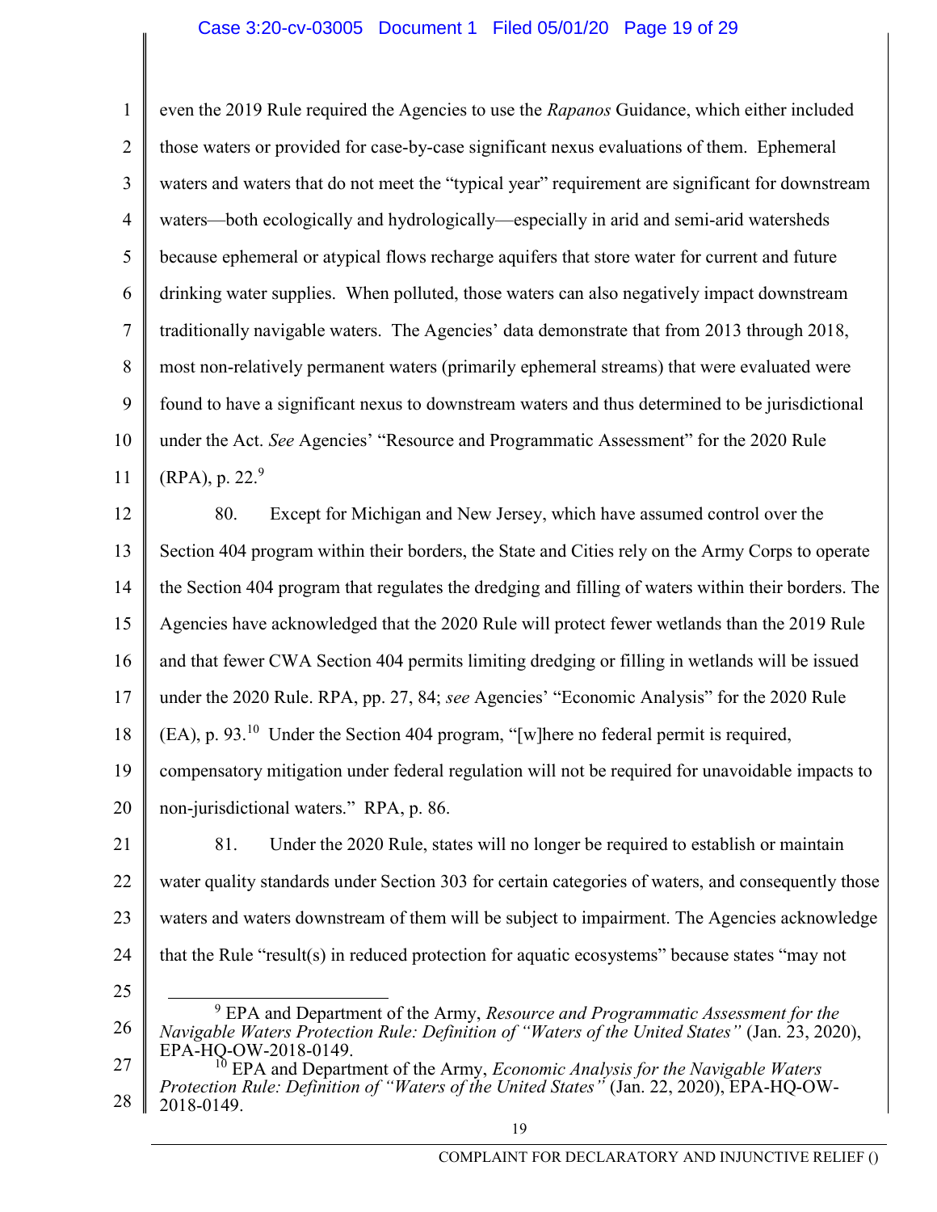even the 2019 Rule required the Agencies to use the *Rapanos* Guidance, which either included those waters or provided for case-by-case significant nexus evaluations of them. Ephemeral waters and waters that do not meet the "typical year" requirement are significant for downstream waters—both ecologically and hydrologically—especially in arid and semi-arid watersheds because ephemeral or atypical flows recharge aquifers that store water for current and future drinking water supplies. When polluted, those waters can also negatively impact downstream traditionally navigable waters. The Agencies' data demonstrate that from 2013 through 2018, most non-relatively permanent waters (primarily ephemeral streams) that were evaluated were found to have a significant nexus to downstream waters and thus determined to be jurisdictional under the Act. *See* Agencies' "Resource and Programmatic Assessment" for the 2020 Rule (RPA), p. 22.[9]

80. Except for Michigan and New Jersey, which have assumed control over the Section 404 program within their borders, the State and Cities rely on the Army Corps to operate the Section 404 program that regulates the dredging and filling of waters within their borders. The Agencies have acknowledged that the 2020 Rule will protect fewer wetlands than the 2019 Rule and that fewer CWA Section 404 permits limiting dredging or filling in wetlands will be issued under the 2020 Rule. RPA, pp. 27, 84; *see* Agencies' "Economic Analysis" for the 2020 Rule (EA), p. 93.[10] Under the Section 404 program, "[w]here no federal permit is required, compensatory mitigation under federal regulation will not be required for unavoidable impacts to non-jurisdictional waters." RPA, p. 86.

81. Under the 2020 Rule, states will no longer be required to establish or maintain water quality standards under Section 303 for certain categories of waters, and consequently those waters and waters downstream of them will be subject to impairment. The Agencies acknowledge that the Rule "result(s) in reduced protection for aquatic ecosystems" because states "may not

---

[9] EPA and Department of the Army, *Resource and Programmatic Assessment for the Navigable Waters Protection Rule: Definition of "Waters of the United States"* (Jan. 23, 2020), EPA-HQ-OW-2018-0149.

[10] EPA and Department of the Army, *Economic Analysis for the Navigable Waters Protection Rule: Definition of "Waters of the United States"* (Jan. 22, 2020), EPA-HQ-OW-2018-0149.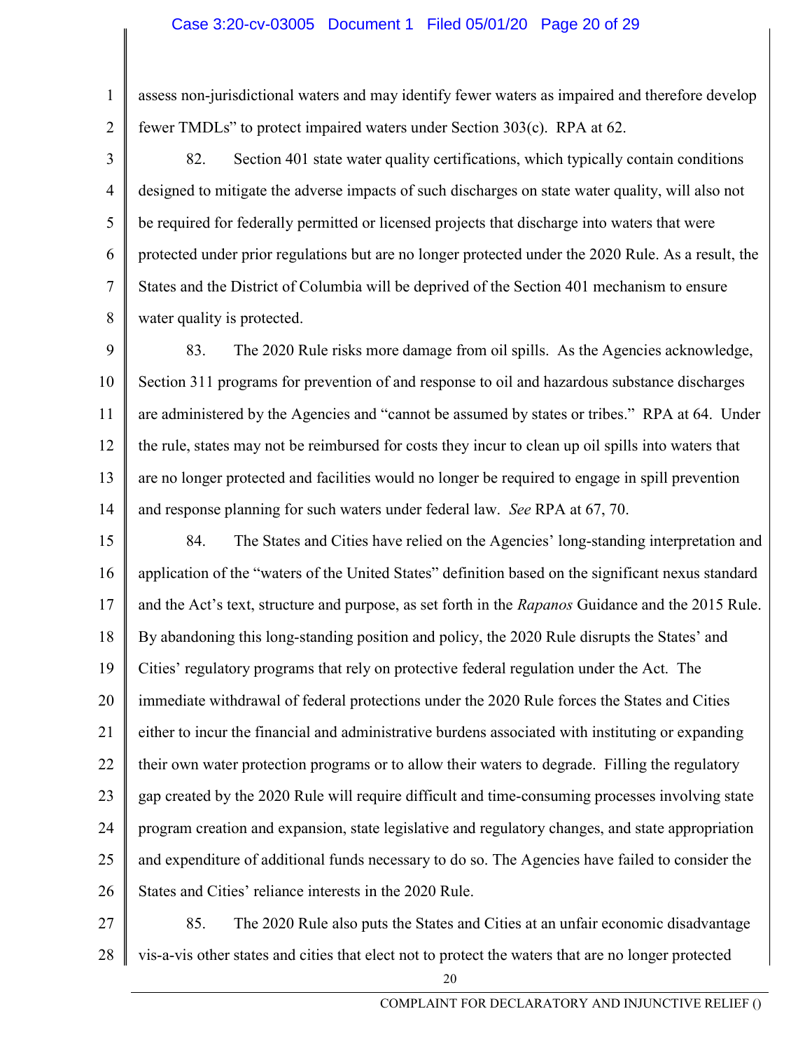assess non-jurisdictional waters and may identify fewer waters as impaired and therefore develop fewer TMDLs" to protect impaired waters under Section 303(c). RPA at 62.

82. Section 401 state water quality certifications, which typically contain conditions designed to mitigate the adverse impacts of such discharges on state water quality, will also not be required for federally permitted or licensed projects that discharge into waters that were protected under prior regulations but are no longer protected under the 2020 Rule. As a result, the States and the District of Columbia will be deprived of the Section 401 mechanism to ensure water quality is protected.

83. The 2020 Rule risks more damage from oil spills. As the Agencies acknowledge, Section 311 programs for prevention of and response to oil and hazardous substance discharges are administered by the Agencies and "cannot be assumed by states or tribes." RPA at 64. Under the rule, states may not be reimbursed for costs they incur to clean up oil spills into waters that are no longer protected and facilities would no longer be required to engage in spill prevention and response planning for such waters under federal law. *See* RPA at 67, 70.

84. The States and Cities have relied on the Agencies' long-standing interpretation and application of the "waters of the United States" definition based on the significant nexus standard and the Act's text, structure and purpose, as set forth in the *Rapanos* Guidance and the 2015 Rule. By abandoning this long-standing position and policy, the 2020 Rule disrupts the States' and Cities' regulatory programs that rely on protective federal regulation under the Act. The immediate withdrawal of federal protections under the 2020 Rule forces the States and Cities either to incur the financial and administrative burdens associated with instituting or expanding their own water protection programs or to allow their waters to degrade. Filling the regulatory gap created by the 2020 Rule will require difficult and time-consuming processes involving state program creation and expansion, state legislative and regulatory changes, and state appropriation and expenditure of additional funds necessary to do so. The Agencies have failed to consider the States and Cities' reliance interests in the 2020 Rule.

85. The 2020 Rule also puts the States and Cities at an unfair economic disadvantage vis-a-vis other states and cities that elect not to protect the waters that are no longer protected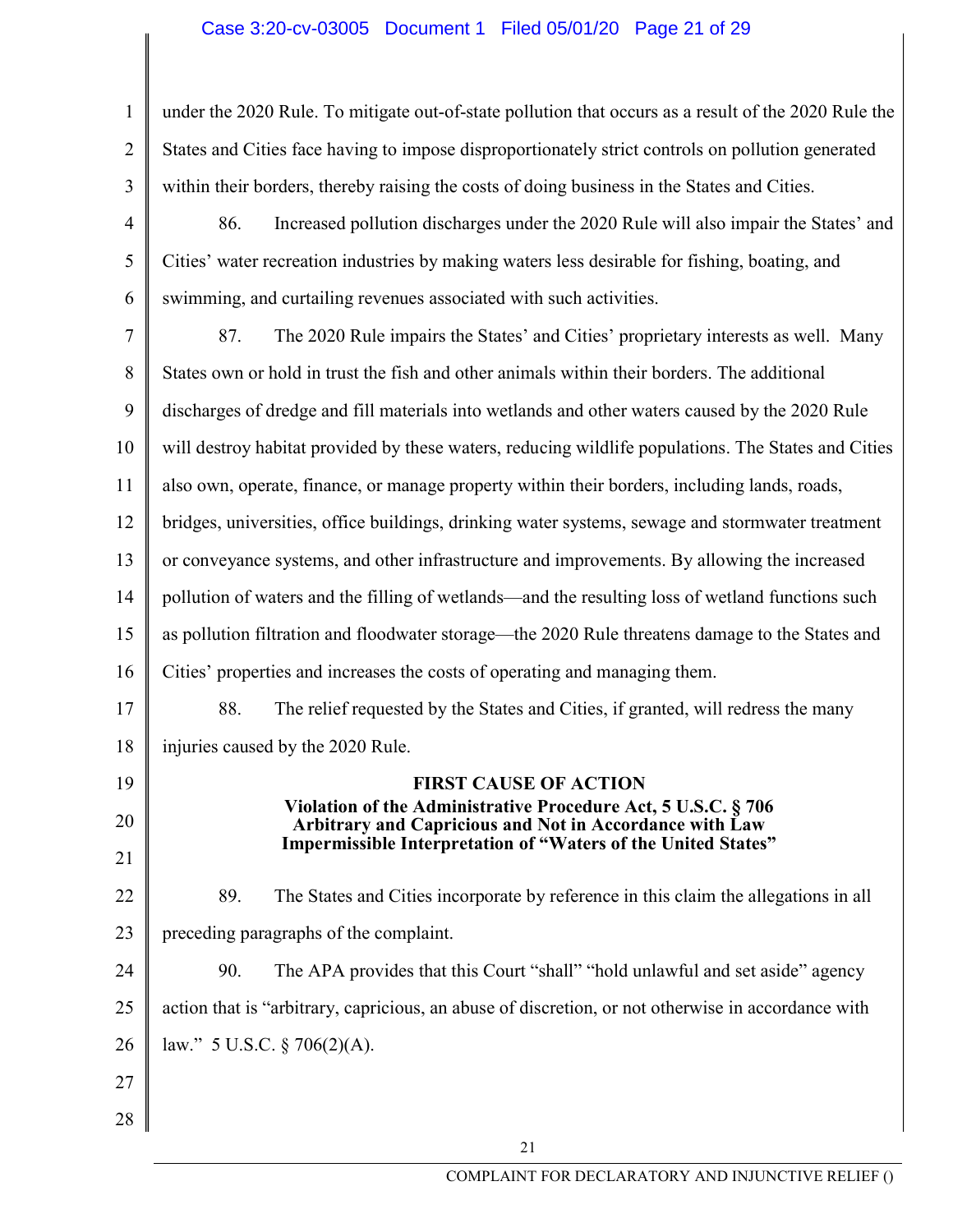under the 2020 Rule. To mitigate out-of-state pollution that occurs as a result of the 2020 Rule the States and Cities face having to impose disproportionately strict controls on pollution generated within their borders, thereby raising the costs of doing business in the States and Cities.

86. Increased pollution discharges under the 2020 Rule will also impair the States' and Cities' water recreation industries by making waters less desirable for fishing, boating, and swimming, and curtailing revenues associated with such activities.

87. The 2020 Rule impairs the States' and Cities' proprietary interests as well. Many States own or hold in trust the fish and other animals within their borders. The additional discharges of dredge and fill materials into wetlands and other waters caused by the 2020 Rule will destroy habitat provided by these waters, reducing wildlife populations. The States and Cities also own, operate, finance, or manage property within their borders, including lands, roads, bridges, universities, office buildings, drinking water systems, sewage and stormwater treatment or conveyance systems, and other infrastructure and improvements. By allowing the increased pollution of waters and the filling of wetlands—and the resulting loss of wetland functions such as pollution filtration and floodwater storage—the 2020 Rule threatens damage to the States and Cities' properties and increases the costs of operating and managing them.

88. The relief requested by the States and Cities, if granted, will redress the many injuries caused by the 2020 Rule.

## FIRST CAUSE OF ACTION

**Violation of the Administrative Procedure Act, 5 U.S.C. § 706**
**Arbitrary and Capricious and Not in Accordance with Law**
**Impermissible Interpretation of "Waters of the United States"**

89. The States and Cities incorporate by reference in this claim the allegations in all preceding paragraphs of the complaint.

90. The APA provides that this Court "shall" "hold unlawful and set aside" agency action that is "arbitrary, capricious, an abuse of discretion, or not otherwise in accordance with law." 5 U.S.C. § 706(2)(A).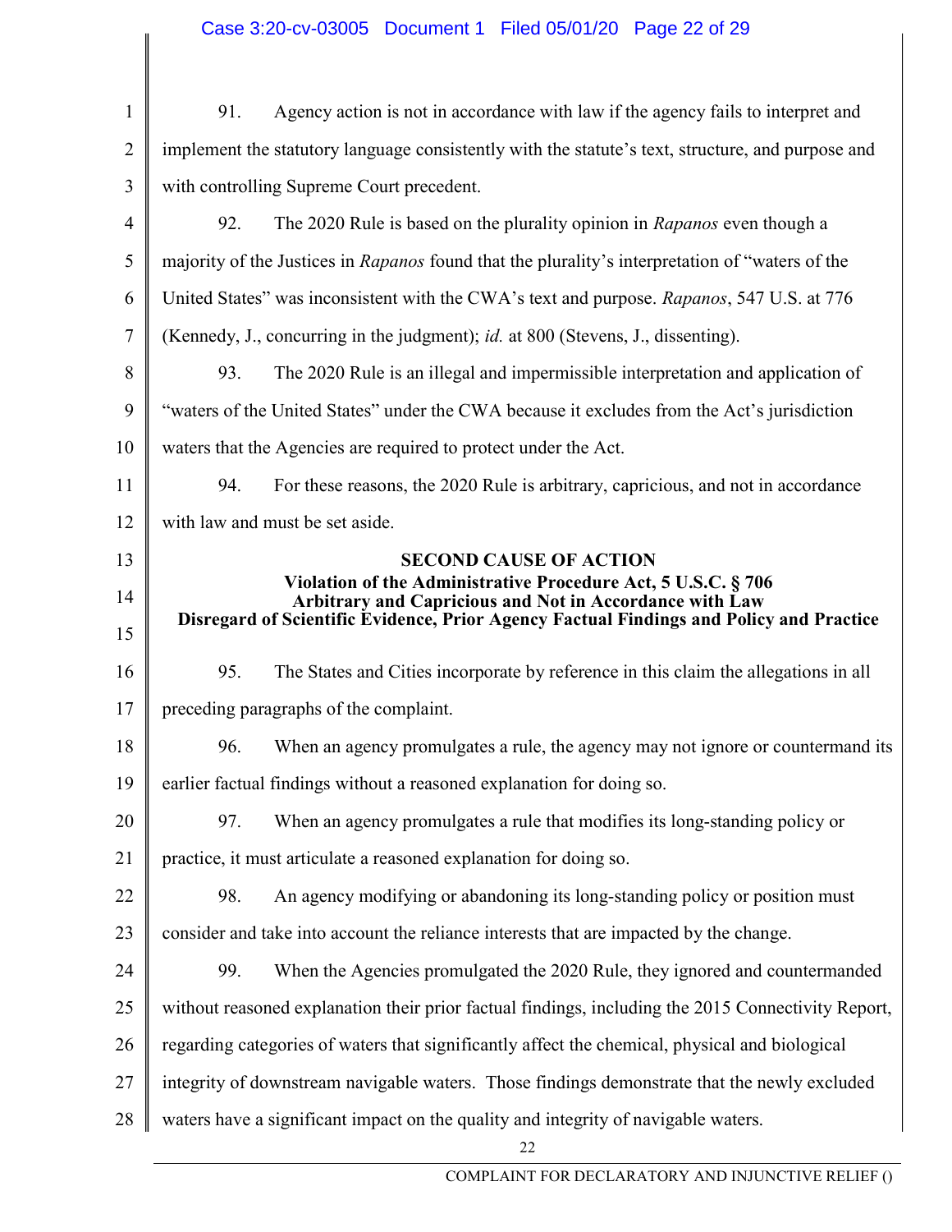91. Agency action is not in accordance with law if the agency fails to interpret and implement the statutory language consistently with the statute's text, structure, and purpose and with controlling Supreme Court precedent.

92. The 2020 Rule is based on the plurality opinion in *Rapanos* even though a majority of the Justices in *Rapanos* found that the plurality's interpretation of "waters of the United States" was inconsistent with the CWA's text and purpose. *Rapanos*, 547 U.S. at 776 (Kennedy, J., concurring in the judgment); *id.* at 800 (Stevens, J., dissenting).

93. The 2020 Rule is an illegal and impermissible interpretation and application of "waters of the United States" under the CWA because it excludes from the Act's jurisdiction waters that the Agencies are required to protect under the Act.

94. For these reasons, the 2020 Rule is arbitrary, capricious, and not in accordance with law and must be set aside.

**SECOND CAUSE OF ACTION**
**Violation of the Administrative Procedure Act, 5 U.S.C. § 706**
**Arbitrary and Capricious and Not in Accordance with Law**
**Disregard of Scientific Evidence, Prior Agency Factual Findings and Policy and Practice**

95. The States and Cities incorporate by reference in this claim the allegations in all preceding paragraphs of the complaint.

96. When an agency promulgates a rule, the agency may not ignore or countermand its earlier factual findings without a reasoned explanation for doing so.

97. When an agency promulgates a rule that modifies its long-standing policy or practice, it must articulate a reasoned explanation for doing so.

98. An agency modifying or abandoning its long-standing policy or position must consider and take into account the reliance interests that are impacted by the change.

99. When the Agencies promulgated the 2020 Rule, they ignored and countermanded without reasoned explanation their prior factual findings, including the 2015 Connectivity Report, regarding categories of waters that significantly affect the chemical, physical and biological integrity of downstream navigable waters. Those findings demonstrate that the newly excluded waters have a significant impact on the quality and integrity of navigable waters.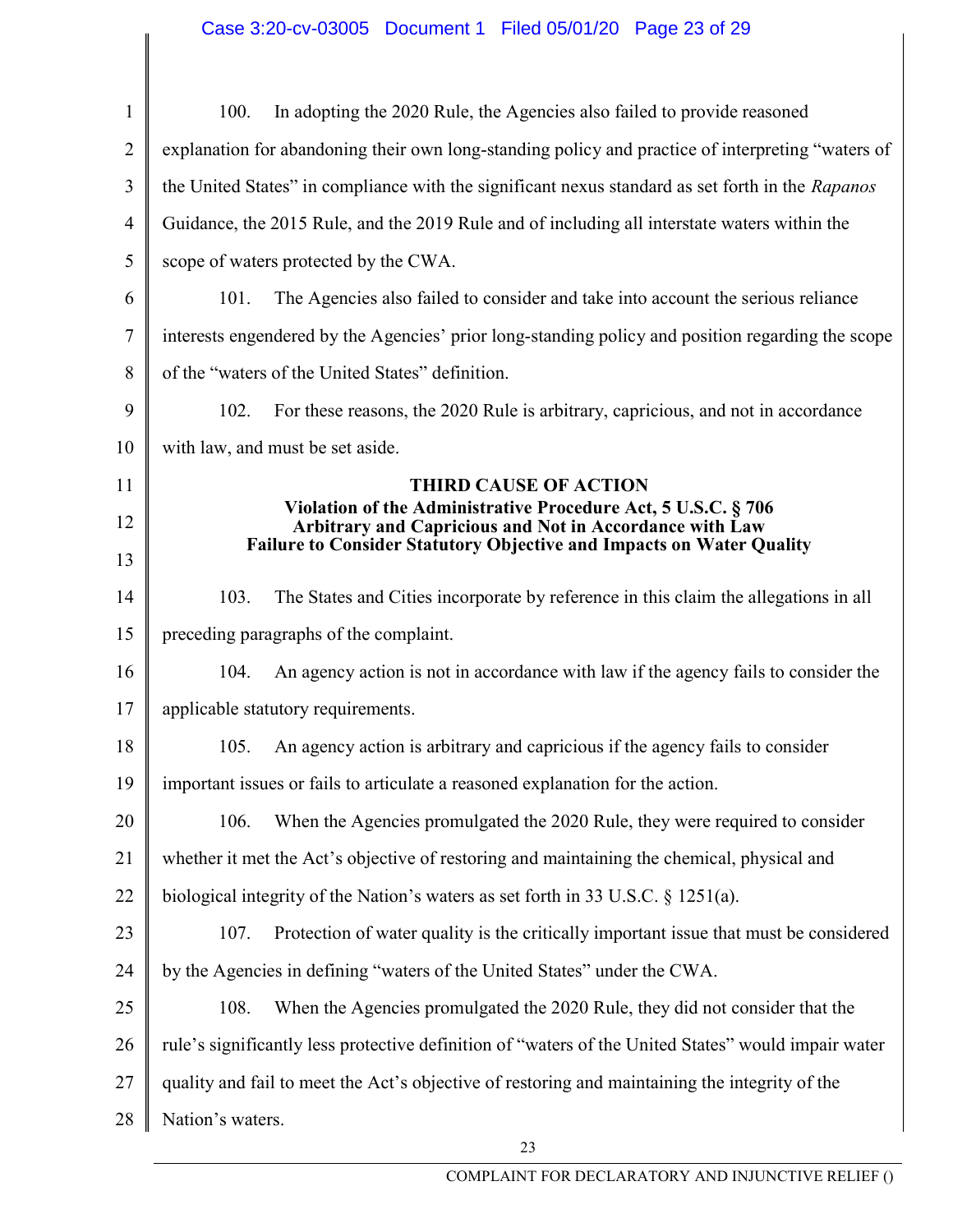100. In adopting the 2020 Rule, the Agencies also failed to provide reasoned explanation for abandoning their own long-standing policy and practice of interpreting "waters of the United States" in compliance with the significant nexus standard as set forth in the *Rapanos* Guidance, the 2015 Rule, and the 2019 Rule and of including all interstate waters within the scope of waters protected by the CWA.

101. The Agencies also failed to consider and take into account the serious reliance interests engendered by the Agencies' prior long-standing policy and position regarding the scope of the "waters of the United States" definition.

102. For these reasons, the 2020 Rule is arbitrary, capricious, and not in accordance with law, and must be set aside.

**THIRD CAUSE OF ACTION**
**Violation of the Administrative Procedure Act, 5 U.S.C. § 706**
**Arbitrary and Capricious and Not in Accordance with Law**
**Failure to Consider Statutory Objective and Impacts on Water Quality**

103. The States and Cities incorporate by reference in this claim the allegations in all preceding paragraphs of the complaint.

104. An agency action is not in accordance with law if the agency fails to consider the applicable statutory requirements.

105. An agency action is arbitrary and capricious if the agency fails to consider important issues or fails to articulate a reasoned explanation for the action.

106. When the Agencies promulgated the 2020 Rule, they were required to consider whether it met the Act's objective of restoring and maintaining the chemical, physical and biological integrity of the Nation's waters as set forth in 33 U.S.C. § 1251(a).

107. Protection of water quality is the critically important issue that must be considered by the Agencies in defining "waters of the United States" under the CWA.

108. When the Agencies promulgated the 2020 Rule, they did not consider that the rule's significantly less protective definition of "waters of the United States" would impair water quality and fail to meet the Act's objective of restoring and maintaining the integrity of the Nation's waters.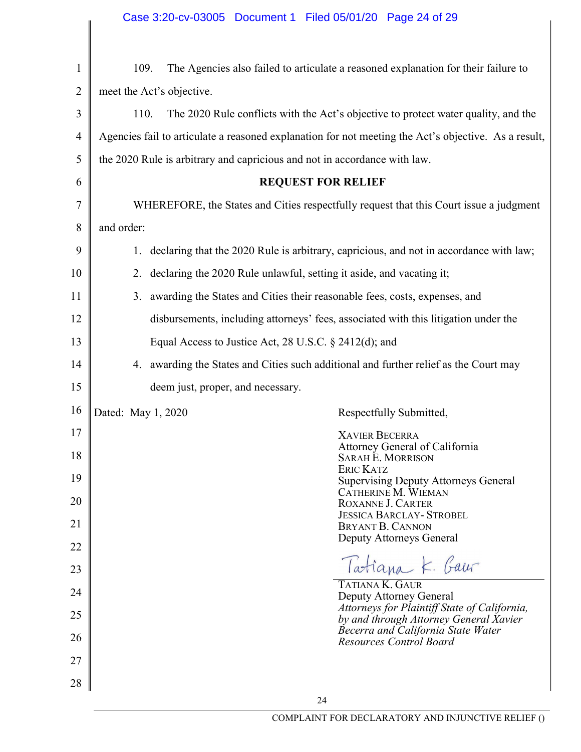109. The Agencies also failed to articulate a reasoned explanation for their failure to meet the Act's objective.

110. The 2020 Rule conflicts with the Act's objective to protect water quality, and the Agencies fail to articulate a reasoned explanation for not meeting the Act's objective. As a result, the 2020 Rule is arbitrary and capricious and not in accordance with law.

**REQUEST FOR RELIEF**

WHEREFORE, the States and Cities respectfully request that this Court issue a judgment and order:

1. declaring that the 2020 Rule is arbitrary, capricious, and not in accordance with law;
2. declaring the 2020 Rule unlawful, setting it aside, and vacating it;
3. awarding the States and Cities their reasonable fees, costs, expenses, and disbursements, including attorneys' fees, associated with this litigation under the Equal Access to Justice Act, 28 U.S.C. § 2412(d); and
4. awarding the States and Cities such additional and further relief as the Court may deem just, proper, and necessary.

Dated: May 1, 2020

Respectfully Submitted,

XAVIER BECERRA
Attorney General of California
SARAH E. MORRISON
ERIC KATZ
Supervising Deputy Attorneys General
CATHERINE M. WIEMAN
ROXANNE J. CARTER
JESSICA BARCLAY- STROBEL
BRYANT B. CANNON
Deputy Attorneys General

Tatiana K. Gaur

TATIANA K. GAUR
Deputy Attorney General
*Attorneys for Plaintiff State of California, by and through Attorney General Xavier Becerra and California State Water Resources Control Board*

COMPLAINT FOR DECLARATORY AND INJUNCTIVE RELIEF ()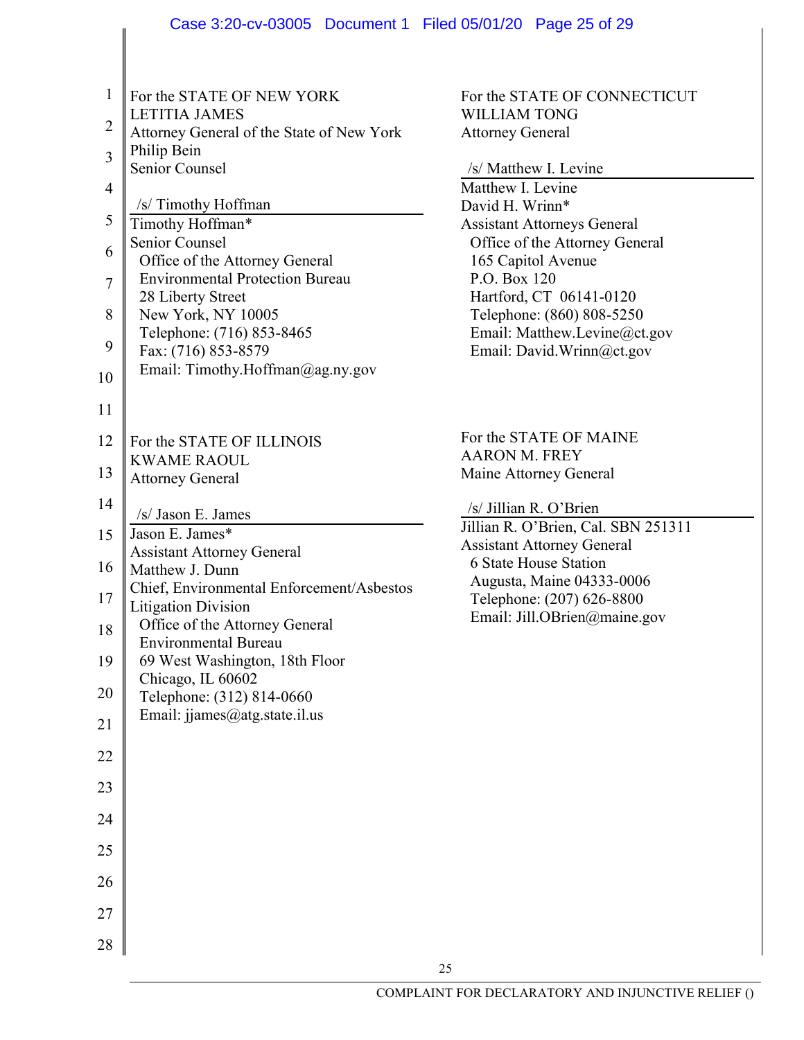For the STATE OF NEW YORK
LETITIA JAMES
Attorney General of the State of New York
Philip Bein
Senior Counsel

/s/ Timothy Hoffman

Timothy Hoffman*
Senior Counsel
Office of the Attorney General
Environmental Protection Bureau
28 Liberty Street
New York, NY 10005
Telephone: (716) 853-8465
Fax: (716) 853-8579
Email: Timothy.Hoffman@ag.ny.gov

For the STATE OF CONNECTICUT
WILLIAM TONG
Attorney General

/s/ Matthew I. Levine

Matthew I. Levine
David H. Wrinn*
Assistant Attorneys General
Office of the Attorney General
165 Capitol Avenue
P.O. Box 120
Hartford, CT 06141-0120
Telephone: (860) 808-5250
Email: Matthew.Levine@ct.gov
Email: David.Wrinn@ct.gov

For the STATE OF ILLINOIS
KWAME RAOUL
Attorney General

/s/ Jason E. James

Jason E. James*
Assistant Attorney General
Matthew J. Dunn
Chief, Environmental Enforcement/Asbestos Litigation Division
Office of the Attorney General
Environmental Bureau
69 West Washington, 18th Floor
Chicago, IL 60602
Telephone: (312) 814-0660
Email: jjames@atg.state.il.us

For the STATE OF MAINE
AARON M. FREY
Maine Attorney General

/s/ Jillian R. O'Brien

Jillian R. O'Brien, Cal. SBN 251311
Assistant Attorney General
6 State House Station
Augusta, Maine 04333-0006
Telephone: (207) 626-8800
Email: Jill.OBrien@maine.gov

COMPLAINT FOR DECLARATORY AND INJUNCTIVE RELIEF ()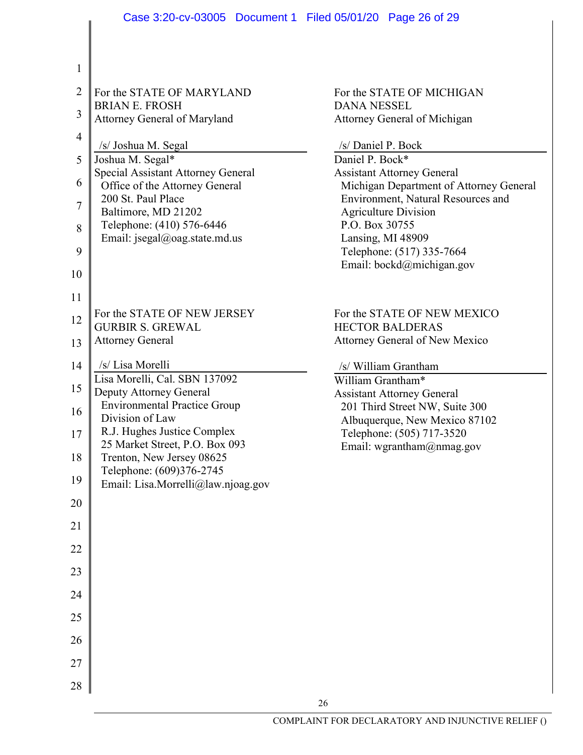For the STATE OF MARYLAND
BRIAN E. FROSH
Attorney General of Maryland

/s/ Joshua M. Segal
Joshua M. Segal*
Special Assistant Attorney General
Office of the Attorney General
200 St. Paul Place
Baltimore, MD 21202
Telephone: (410) 576-6446
Email: jsegal@oag.state.md.us

For the STATE OF MICHIGAN
DANA NESSEL
Attorney General of Michigan

/s/ Daniel P. Bock
Daniel P. Bock*
Assistant Attorney General
Michigan Department of Attorney General
Environment, Natural Resources and Agriculture Division
P.O. Box 30755
Lansing, MI 48909
Telephone: (517) 335-7664
Email: bockd@michigan.gov

For the STATE OF NEW JERSEY
GURBIR S. GREWAL
Attorney General

/s/ Lisa Morelli
Lisa Morelli, Cal. SBN 137092
Deputy Attorney General
Environmental Practice Group
Division of Law
R.J. Hughes Justice Complex
25 Market Street, P.O. Box 093
Trenton, New Jersey 08625
Telephone: (609)376-2745
Email: Lisa.Morrelli@law.njoag.gov

For the STATE OF NEW MEXICO
HECTOR BALDERAS
Attorney General of New Mexico

/s/ William Grantham
William Grantham*
Assistant Attorney General
201 Third Street NW, Suite 300
Albuquerque, New Mexico 87102
Telephone: (505) 717-3520
Email: wgrantham@nmag.gov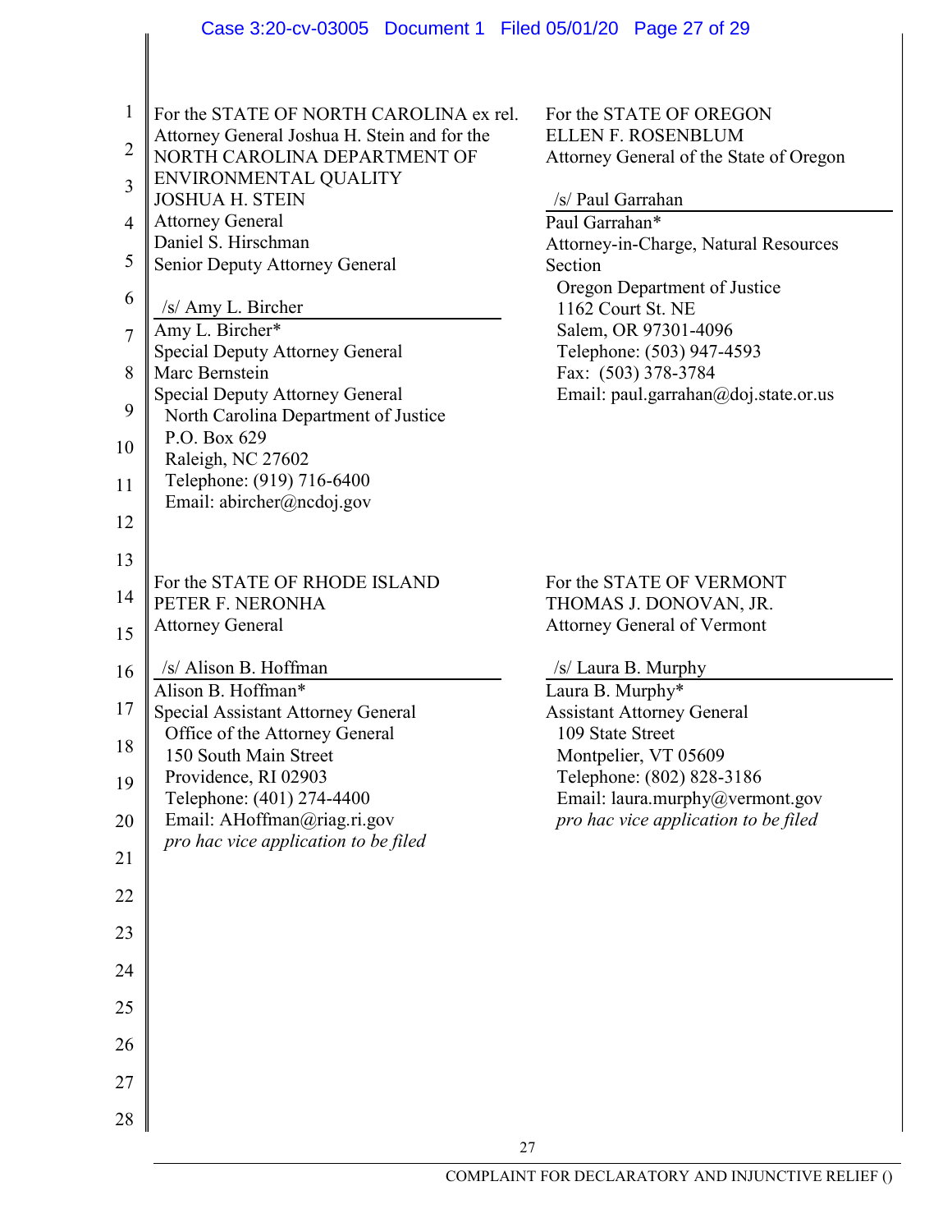For the STATE OF NORTH CAROLINA ex rel. Attorney General Joshua H. Stein and for the NORTH CAROLINA DEPARTMENT OF ENVIRONMENTAL QUALITY
JOSHUA H. STEIN
Attorney General
Daniel S. Hirschman
Senior Deputy Attorney General

/s/ Amy L. Bircher
Amy L. Bircher*
Special Deputy Attorney General
Marc Bernstein
Special Deputy Attorney General
North Carolina Department of Justice
P.O. Box 629
Raleigh, NC 27602
Telephone: (919) 716-6400
Email: abircher@ncdoj.gov

For the STATE OF OREGON
ELLEN F. ROSENBLUM
Attorney General of the State of Oregon

/s/ Paul Garrahan
Paul Garrahan*
Attorney-in-Charge, Natural Resources Section
Oregon Department of Justice
1162 Court St. NE
Salem, OR 97301-4096
Telephone: (503) 947-4593
Fax: (503) 378-3784
Email: paul.garrahan@doj.state.or.us

For the STATE OF RHODE ISLAND
PETER F. NERONHA
Attorney General

/s/ Alison B. Hoffman
Alison B. Hoffman*
Special Assistant Attorney General
Office of the Attorney General
150 South Main Street
Providence, RI 02903
Telephone: (401) 274-4400
Email: AHoffman@riag.ri.gov
*pro hac vice application to be filed*

For the STATE OF VERMONT
THOMAS J. DONOVAN, JR.
Attorney General of Vermont

/s/ Laura B. Murphy
Laura B. Murphy*
Assistant Attorney General
109 State Street
Montpelier, VT 05609
Telephone: (802) 828-3186
Email: laura.murphy@vermont.gov
*pro hac vice application to be filed*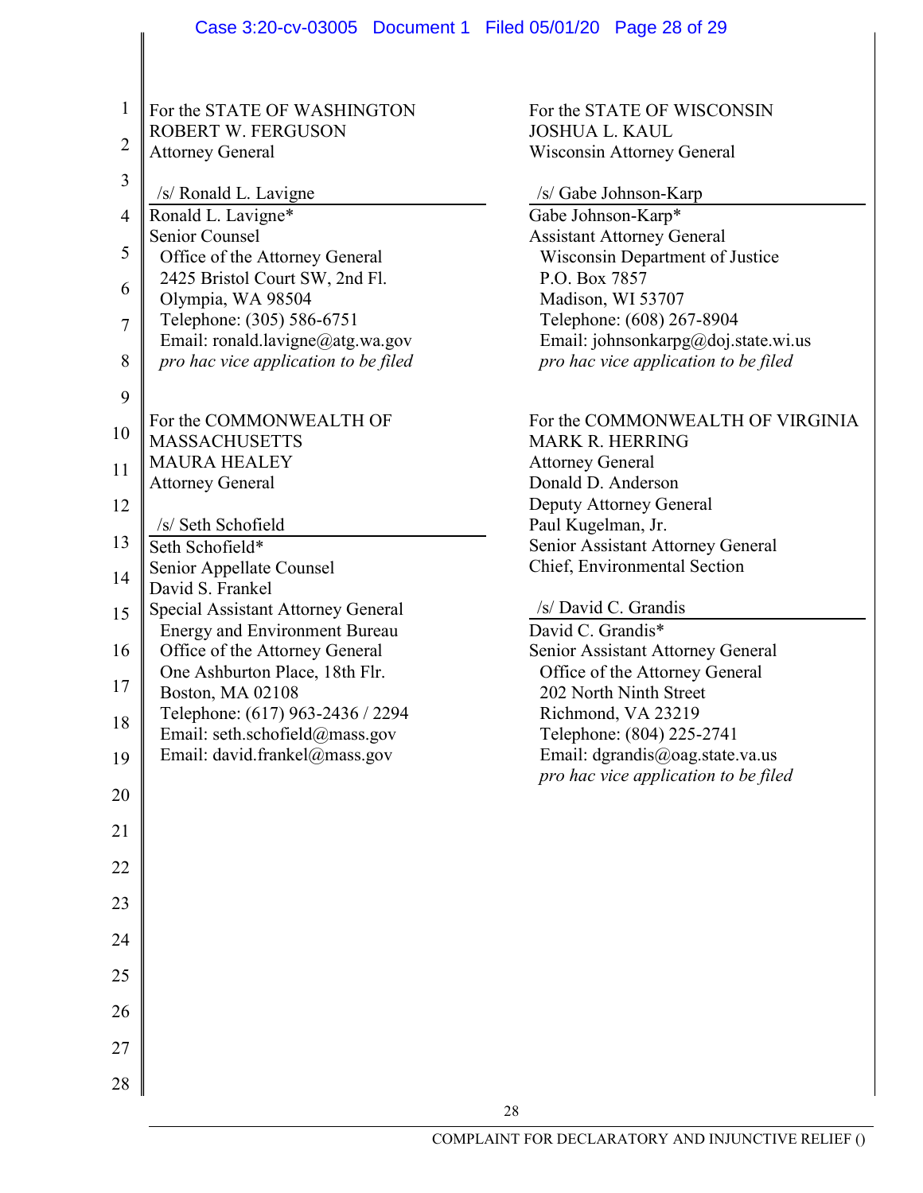For the STATE OF WASHINGTON
ROBERT W. FERGUSON
Attorney General

/s/ Ronald L. Lavigne

Ronald L. Lavigne*
Senior Counsel
Office of the Attorney General
2425 Bristol Court SW, 2nd Fl.
Olympia, WA 98504
Telephone: (305) 586-6751
Email: ronald.lavigne@atg.wa.gov
*pro hac vice application to be filed*

For the STATE OF WISCONSIN
JOSHUA L. KAUL
Wisconsin Attorney General

/s/ Gabe Johnson-Karp

Gabe Johnson-Karp*
Assistant Attorney General
Wisconsin Department of Justice
P.O. Box 7857
Madison, WI 53707
Telephone: (608) 267-8904
Email: johnsonkarpg@doj.state.wi.us
*pro hac vice application to be filed*

For the COMMONWEALTH OF MASSACHUSETTS
MAURA HEALEY
Attorney General

/s/ Seth Schofield

Seth Schofield*
Senior Appellate Counsel
David S. Frankel
Special Assistant Attorney General
Energy and Environment Bureau
Office of the Attorney General
One Ashburton Place, 18th Flr.
Boston, MA 02108
Telephone: (617) 963-2436 / 2294
Email: seth.schofield@mass.gov
Email: david.frankel@mass.gov

For the COMMONWEALTH OF VIRGINIA
MARK R. HERRING
Attorney General
Donald D. Anderson
Deputy Attorney General
Paul Kugelman, Jr.
Senior Assistant Attorney General
Chief, Environmental Section

/s/ David C. Grandis

David C. Grandis*
Senior Assistant Attorney General
Office of the Attorney General
202 North Ninth Street
Richmond, VA 23219
Telephone: (804) 225-2741
Email: dgrandis@oag.state.va.us
*pro hac vice application to be filed*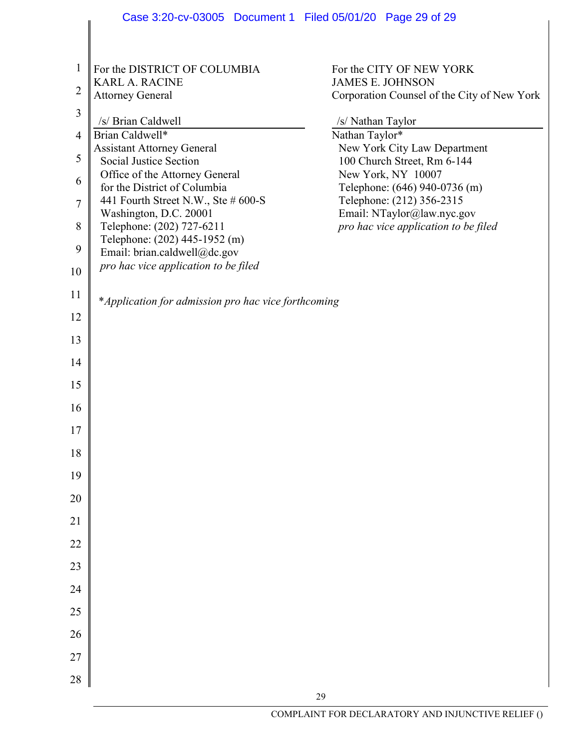For the DISTRICT OF COLUMBIA
KARL A. RACINE
Attorney General

/s/ Brian Caldwell
Brian Caldwell*
Assistant Attorney General
Social Justice Section
Office of the Attorney General
for the District of Columbia
441 Fourth Street N.W., Ste # 600-S
Washington, D.C. 20001
Telephone: (202) 727-6211
Telephone: (202) 445-1952 (m)
Email: brian.caldwell@dc.gov
*pro hac vice application to be filed*

For the CITY OF NEW YORK
JAMES E. JOHNSON
Corporation Counsel of the City of New York

/s/ Nathan Taylor
Nathan Taylor*
New York City Law Department
100 Church Street, Rm 6-144
New York, NY 10007
Telephone: (646) 940-0736 (m)
Telephone: (212) 356-2315
Email: NTaylor@law.nyc.gov
*pro hac vice application to be filed*

\**Application for admission pro hac vice forthcoming*